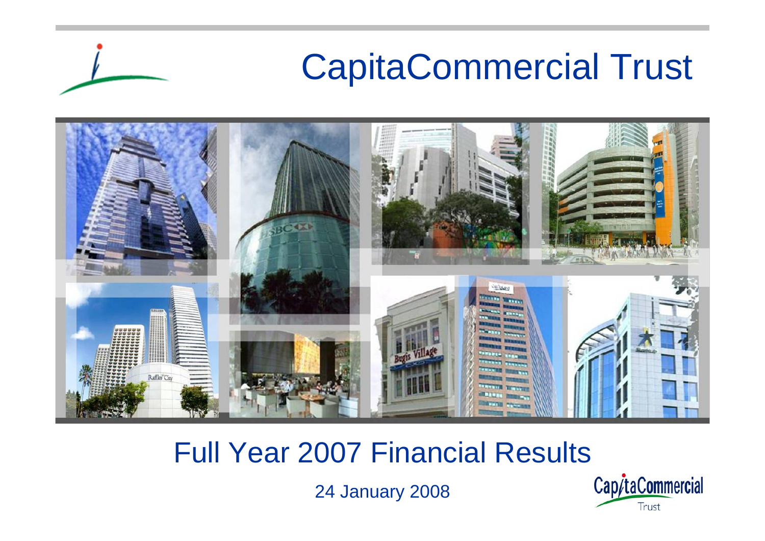# CapitaCommercial Trust

## Full Year 2007 Financial Results

24 January 2008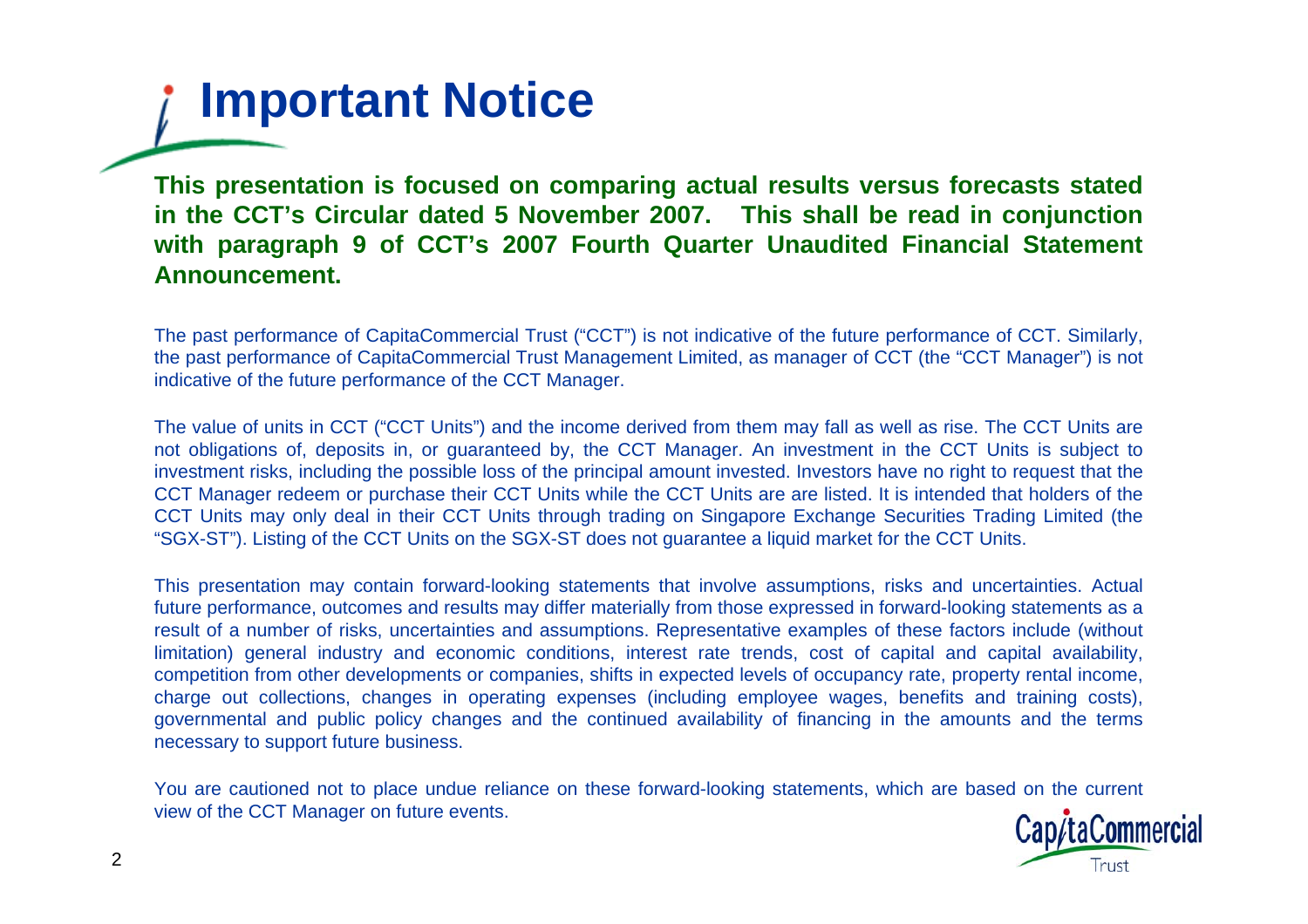# Important Notice

**This presentation is focused on comparing actual results versus forecasts stated in the CCT's Circular dated 5 November 2007. This shall be read in conjunction with paragraph 9 of CCT's 2007 Fourth Quarter Unaudited Financial Statement Announcement.**

The past performance of CapitaCommercial Trust ("CCT") is not indicative of the future performance of CCT. Similarly, the past performance of CapitaCommercial Trust Management Limited, as manager of CCT (the "CCT Manager") is not indicative of the future performance of the CCT Manager.

The value of units in CCT ("CCT Units") and the income derived from them may fall as well as rise. The CCT Units are not obligations of, deposits in, or guaranteed by, the CCT Manager. An investment in the CCT Units is subject to investment risks, including the possible loss of the principal amount invested. Investors have no right to request that the CCT Manager redeem or purchase their CCT Units while the CCT Units are are listed. It is intended that holders of the CCT Units may only deal in their CCT Units through trading on Singapore Exchange Securities Trading Limited (the "SGX-ST"). Listing of the CCT Units on the SGX-ST does not guarantee a liquid market for the CCT Units.

This presentation may contain forward-looking statements that involve assumptions, risks and uncertainties. Actual future performance, outcomes and results may differ materially from those expressed in forward-looking statements as a result of a number of risks, uncertainties and assumptions. Representative examples of these factors include (without limitation) general industry and economic conditions, interest rate trends, cost of capital and capital availability, competition from other developments or companies, shifts in expected levels of occupancy rate, property rental income, charge out collections, changes in operating expenses (including employee wages, benefits and training costs), governmental and public policy changes and the continued availability of financing in the amounts and the terms necessary to support future business.

You are cautioned not to place undue reliance on these forward-looking statements, which are based on the current view of the CCT Manager on future events.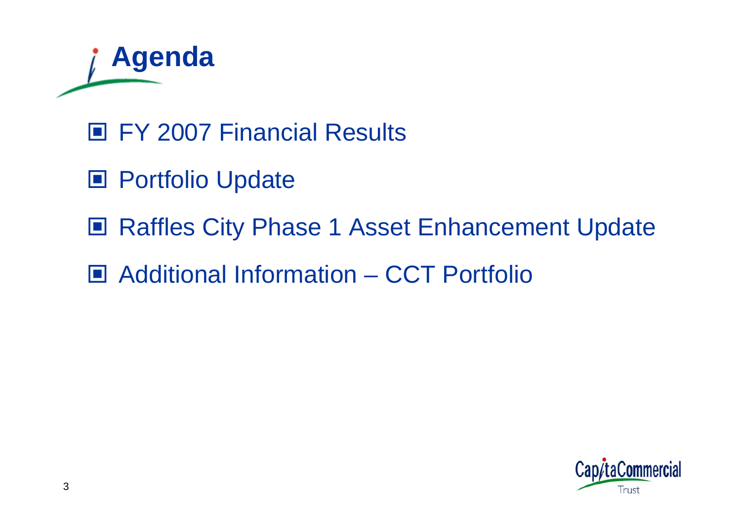# Agenda

- FY 2007 Financial Results
- Portfolio Update
- Raffles City Phase 1 Asset Enhancement Update
- Additional Information – CCT Portfolio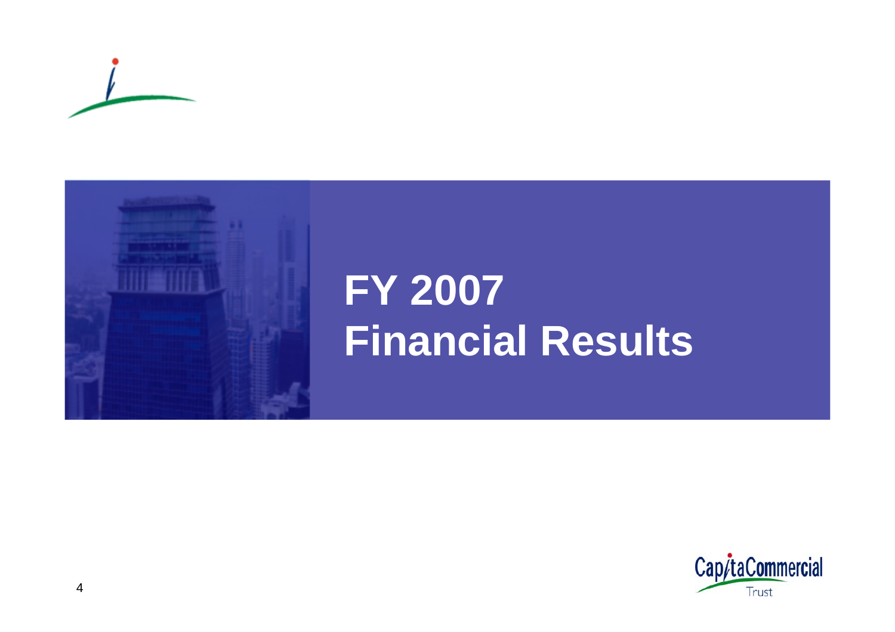# FY 2007 Financial Results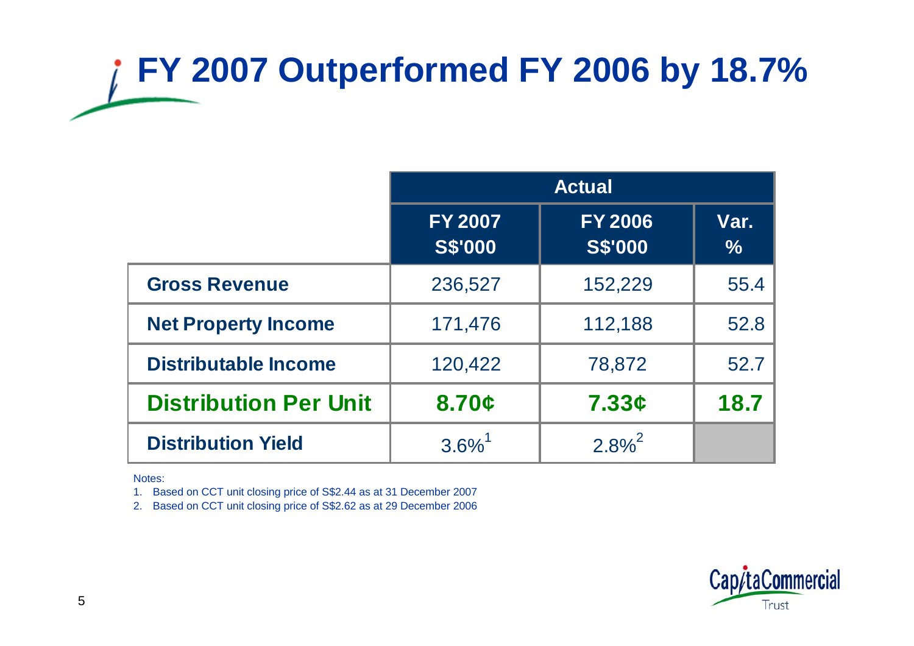# FY 2007 Outperformed FY 2006 by 18.7%

| | Actual | | |
|---|---|---|---|
| | FY 2007 S$'000 | FY 2006 S$'000 | Var. % |
| **Gross Revenue** | 236,527 | 152,229 | 55.4 |
| **Net Property Income** | 171,476 | 112,188 | 52.8 |
| **Distributable Income** | 120,422 | 78,872 | 52.7 |
| **Distribution Per Unit** | **8.70¢** | **7.33¢** | **18.7** |
| **Distribution Yield** | 3.6%[1] | 2.8%[2] | |

Notes:

1. Based on CCT unit closing price of S$2.44 as at 31 December 2007
2. Based on CCT unit closing price of S$2.62 as at 29 December 2006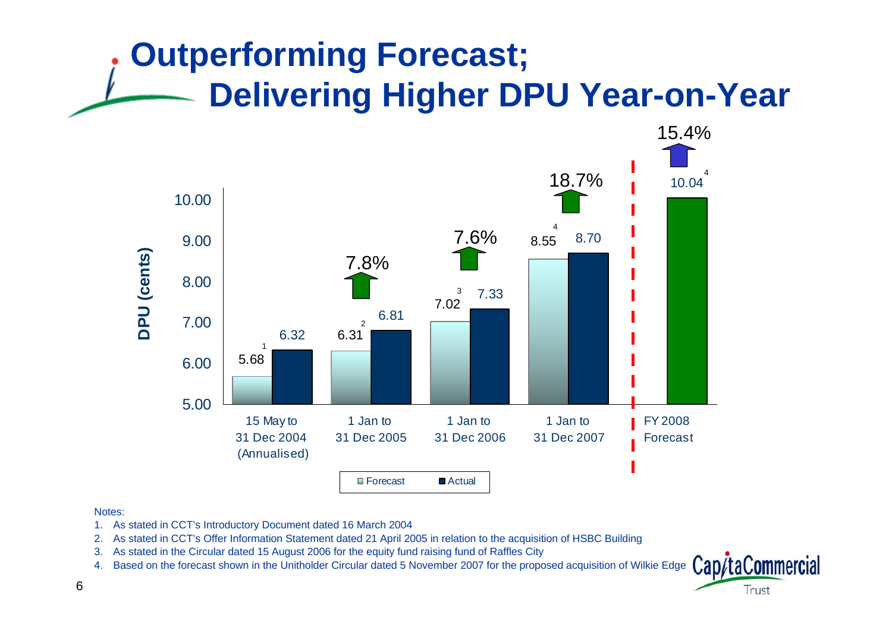# Outperforming Forecast; Delivering Higher DPU Year-on-Year

DPU (cents)

| Period | Forecast | Actual | Growth |
|---|---|---|---|
| 15 May to 31 Dec 2004 (Annualised) | 5.68[1] | 6.32 | |
| 1 Jan to 31 Dec 2005 | 6.31[2] | 6.81 | 7.8% |
| 1 Jan to 31 Dec 2006 | 7.02[3] | 7.33 | 7.6% |
| 1 Jan to 31 Dec 2007 | 8.55[4] | 8.70 | 18.7% |
| FY 2008 Forecast | 10.04[4] | | 15.4% |

Notes:

1. As stated in CCT's Introductory Document dated 16 March 2004
2. As stated in CCT's Offer Information Statement dated 21 April 2005 in relation to the acquisition of HSBC Building
3. As stated in the Circular dated 15 August 2006 for the equity fund raising fund of Raffles City
4. Based on the forecast shown in the Unitholder Circular dated 5 November 2007 for the proposed acquisition of Wilkie Edge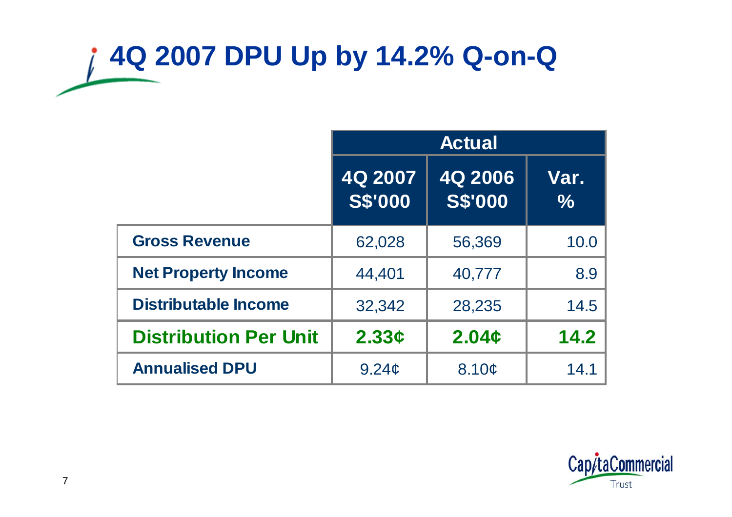# 4Q 2007 DPU Up by 14.2% Q-on-Q

| | Actual | | |
|---|---|---|---|
| | 4Q 2007 S$'000 | 4Q 2006 S$'000 | Var. % |
| **Gross Revenue** | 62,028 | 56,369 | 10.0 |
| **Net Property Income** | 44,401 | 40,777 | 8.9 |
| **Distributable Income** | 32,342 | 28,235 | 14.5 |
| **Distribution Per Unit** | **2.33¢** | **2.04¢** | **14.2** |
| **Annualised DPU** | 9.24¢ | 8.10¢ | 14.1 |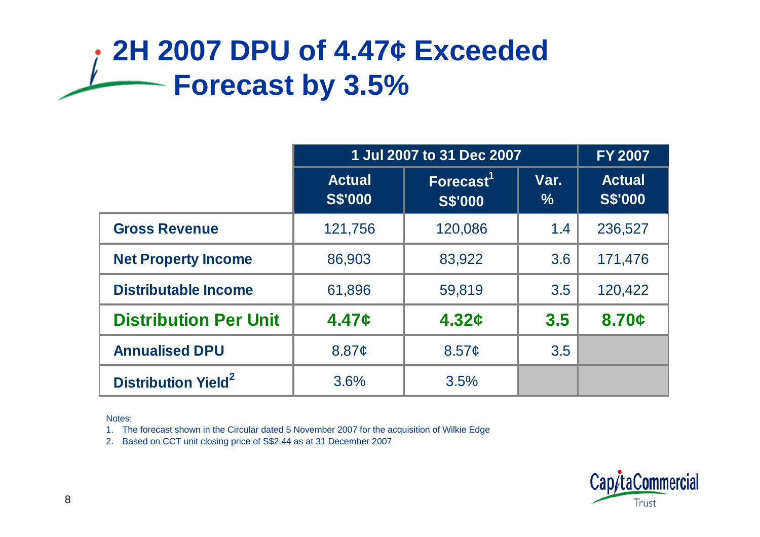# 2H 2007 DPU of 4.47¢ Exceeded Forecast by 3.5%

| | 1 Jul 2007 to 31 Dec 2007 | | | FY 2007 |
|---|---|---|---|---|
| | Actual S$'000 | Forecast[1] S$'000 | Var. % | Actual S$'000 |
| **Gross Revenue** | 121,756 | 120,086 | 1.4 | 236,527 |
| **Net Property Income** | 86,903 | 83,922 | 3.6 | 171,476 |
| **Distributable Income** | 61,896 | 59,819 | 3.5 | 120,422 |
| **Distribution Per Unit** | **4.47¢** | **4.32¢** | **3.5** | **8.70¢** |
| **Annualised DPU** | 8.87¢ | 8.57¢ | 3.5 | |
| **Distribution Yield[2]** | 3.6% | 3.5% | | |

Notes:

1. The forecast shown in the Circular dated 5 November 2007 for the acquisition of Wilkie Edge
2. Based on CCT unit closing price of S$2.44 as at 31 December 2007

CapitaCommercial Trust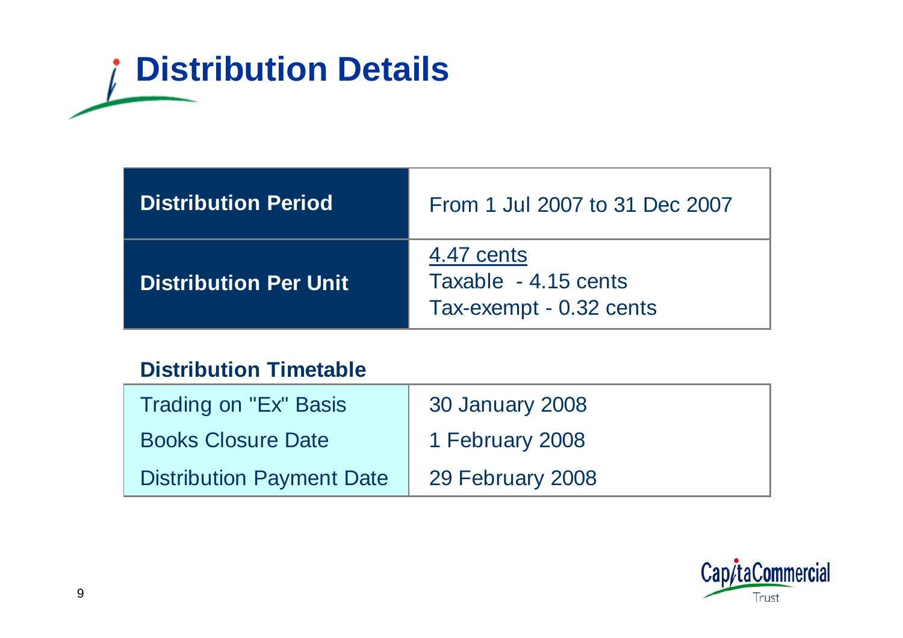# Distribution Details

| Distribution Period | From 1 Jul 2007 to 31 Dec 2007 |
|---|---|
| Distribution Per Unit | 4.47 cents<br>Taxable - 4.15 cents<br>Tax-exempt - 0.32 cents |

**Distribution Timetable**

| | |
|---|---|
| Trading on "Ex" Basis | 30 January 2008 |
| Books Closure Date | 1 February 2008 |
| Distribution Payment Date | 29 February 2008 |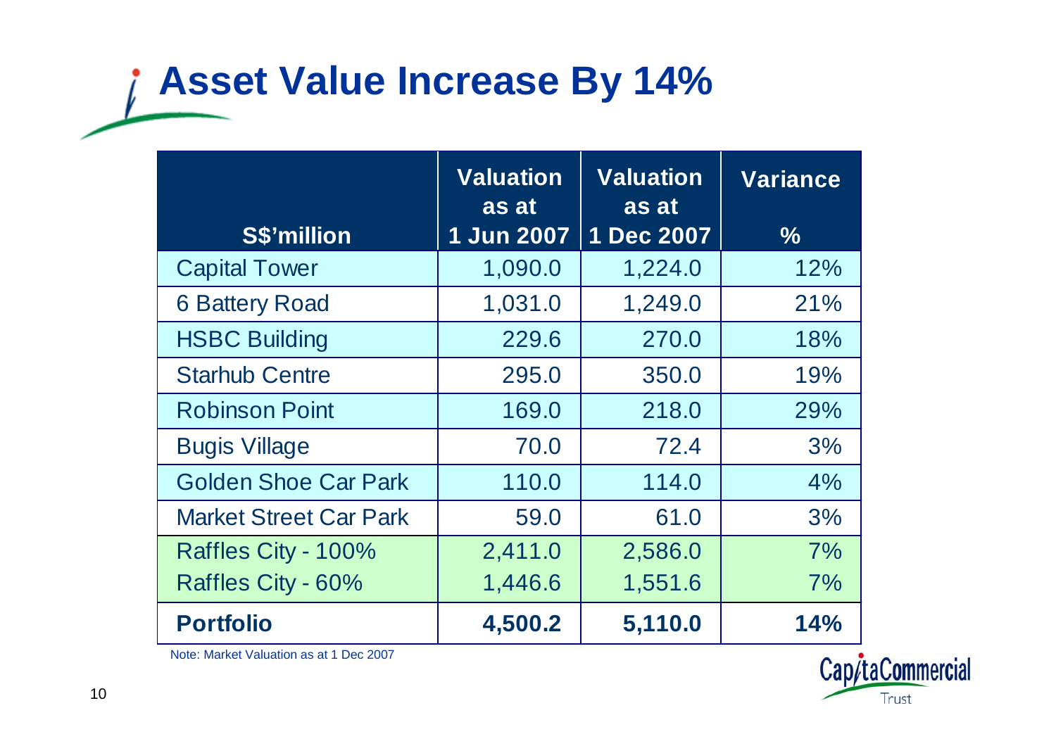# Asset Value Increase By 14%

| S$'million | Valuation as at 1 Jun 2007 | Valuation as at 1 Dec 2007 | Variance % |
|---|---|---|---|
| Capital Tower | 1,090.0 | 1,224.0 | 12% |
| 6 Battery Road | 1,031.0 | 1,249.0 | 21% |
| HSBC Building | 229.6 | 270.0 | 18% |
| Starhub Centre | 295.0 | 350.0 | 19% |
| Robinson Point | 169.0 | 218.0 | 29% |
| Bugis Village | 70.0 | 72.4 | 3% |
| Golden Shoe Car Park | 110.0 | 114.0 | 4% |
| Market Street Car Park | 59.0 | 61.0 | 3% |
| Raffles City - 100% | 2,411.0 | 2,586.0 | 7% |
| Raffles City - 60% | 1,446.6 | 1,551.6 | 7% |
| **Portfolio** | **4,500.2** | **5,110.0** | **14%** |

Note: Market Valuation as at 1 Dec 2007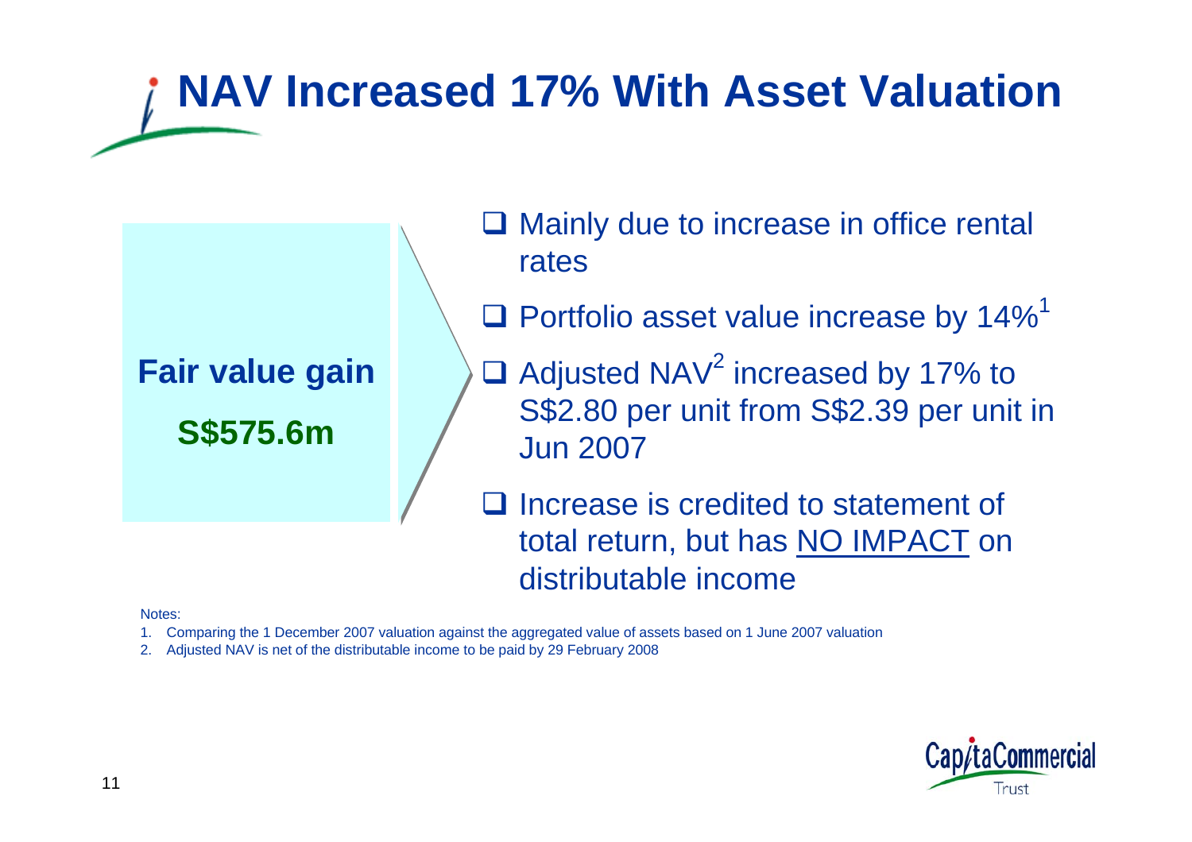# NAV Increased 17% With Asset Valuation

**Fair value gain**

**S$575.6m**

- Mainly due to increase in office rental rates
- Portfolio asset value increase by 14%[1]
- Adjusted NAV[2] increased by 17% to S$2.80 per unit from S$2.39 per unit in Jun 2007
- Increase is credited to statement of total return, but has NO IMPACT on distributable income

Notes:

1. Comparing the 1 December 2007 valuation against the aggregated value of assets based on 1 June 2007 valuation
2. Adjusted NAV is net of the distributable income to be paid by 29 February 2008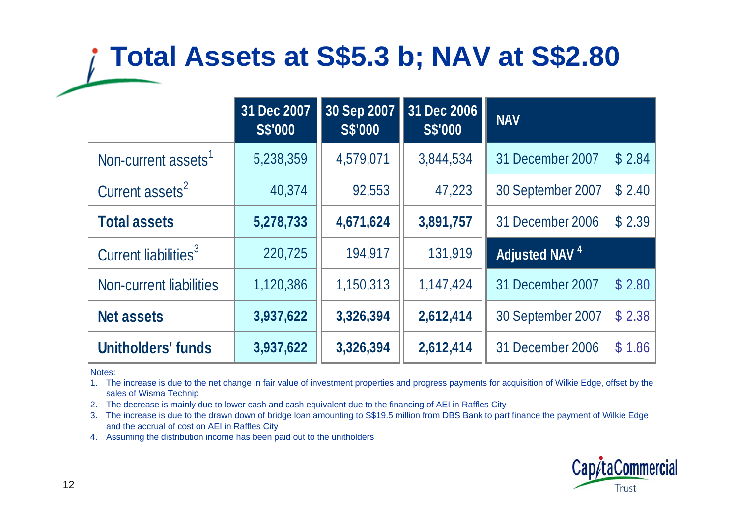# Total Assets at S$5.3 b; NAV at S$2.80

| | 31 Dec 2007 S$'000 | 30 Sep 2007 S$'000 | 31 Dec 2006 S$'000 |
|---|---|---|---|
| Non-current assets[1] | 5,238,359 | 4,579,071 | 3,844,534 |
| Current assets[2] | 40,374 | 92,553 | 47,223 |
| **Total assets** | **5,278,733** | **4,671,624** | **3,891,757** |
| Current liabilities[3] | 220,725 | 194,917 | 131,919 |
| Non-current liabilities | 1,120,386 | 1,150,313 | 1,147,424 |
| **Net assets** | **3,937,622** | **3,326,394** | **2,612,414** |
| **Unitholders' funds** | **3,937,622** | **3,326,394** | **2,612,414** |

| NAV | |
|---|---|
| 31 December 2007 | $ 2.84 |
| 30 September 2007 | $ 2.40 |
| 31 December 2006 | $ 2.39 |
| **Adjusted NAV[4]** | |
| 31 December 2007 | $ 2.80 |
| 30 September 2007 | $ 2.38 |
| 31 December 2006 | $ 1.86 |

Notes:

1. The increase is due to the net change in fair value of investment properties and progress payments for acquisition of Wilkie Edge, offset by the sales of Wisma Technip
2. The decrease is mainly due to lower cash and cash equivalent due to the financing of AEI in Raffles City
3. The increase is due to the drawn down of bridge loan amounting to S$19.5 million from DBS Bank to part finance the payment of Wilkie Edge and the accrual of cost on AEI in Raffles City
4. Assuming the distribution income has been paid out to the unitholders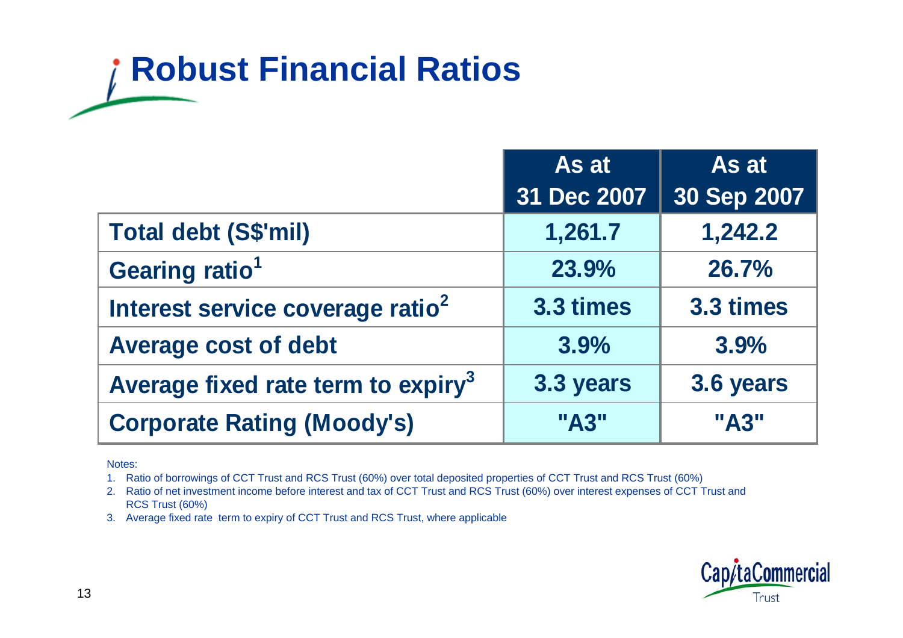# Robust Financial Ratios

| | As at 31 Dec 2007 | As at 30 Sep 2007 |
|---|---|---|
| Total debt (S$'mil) | 1,261.7 | 1,242.2 |
| Gearing ratio[1] | 23.9% | 26.7% |
| Interest service coverage ratio[2] | 3.3 times | 3.3 times |
| Average cost of debt | 3.9% | 3.9% |
| Average fixed rate term to expiry[3] | 3.3 years | 3.6 years |
| Corporate Rating (Moody's) | "A3" | "A3" |

Notes:

1. Ratio of borrowings of CCT Trust and RCS Trust (60%) over total deposited properties of CCT Trust and RCS Trust (60%)
2. Ratio of net investment income before interest and tax of CCT Trust and RCS Trust (60%) over interest expenses of CCT Trust and RCS Trust (60%)
3. Average fixed rate term to expiry of CCT Trust and RCS Trust, where applicable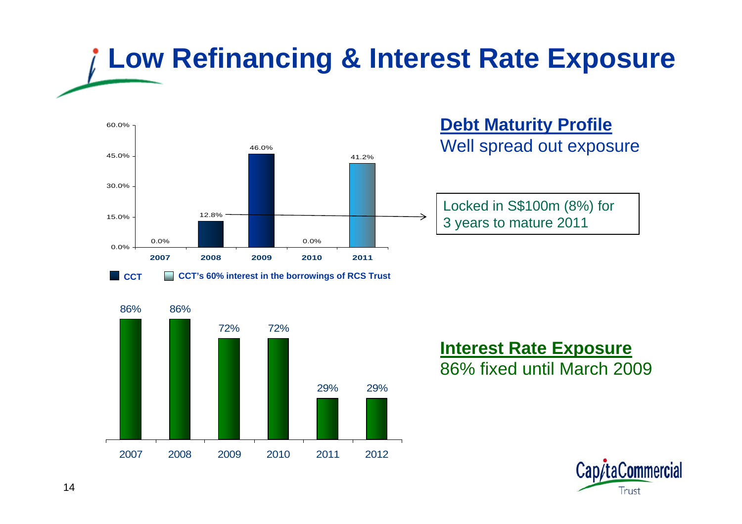# Low Refinancing & Interest Rate Exposure

| | 2007 | 2008 | 2009 | 2010 | 2011 |
|---|---|---|---|---|---|
| Debt maturity | 0.0% | 12.8% | 46.0% | 0.0% | 41.2% |

■ CCT ■ CCT's 60% interest in the borrowings of RCS Trust

## Debt Maturity Profile

Well spread out exposure

Locked in S$100m (8%) for 3 years to mature 2011

| 2007 | 2008 | 2009 | 2010 | 2011 | 2012 |
|---|---|---|---|---|---|
| 86% | 86% | 72% | 72% | 29% | 29% |

## Interest Rate Exposure

86% fixed until March 2009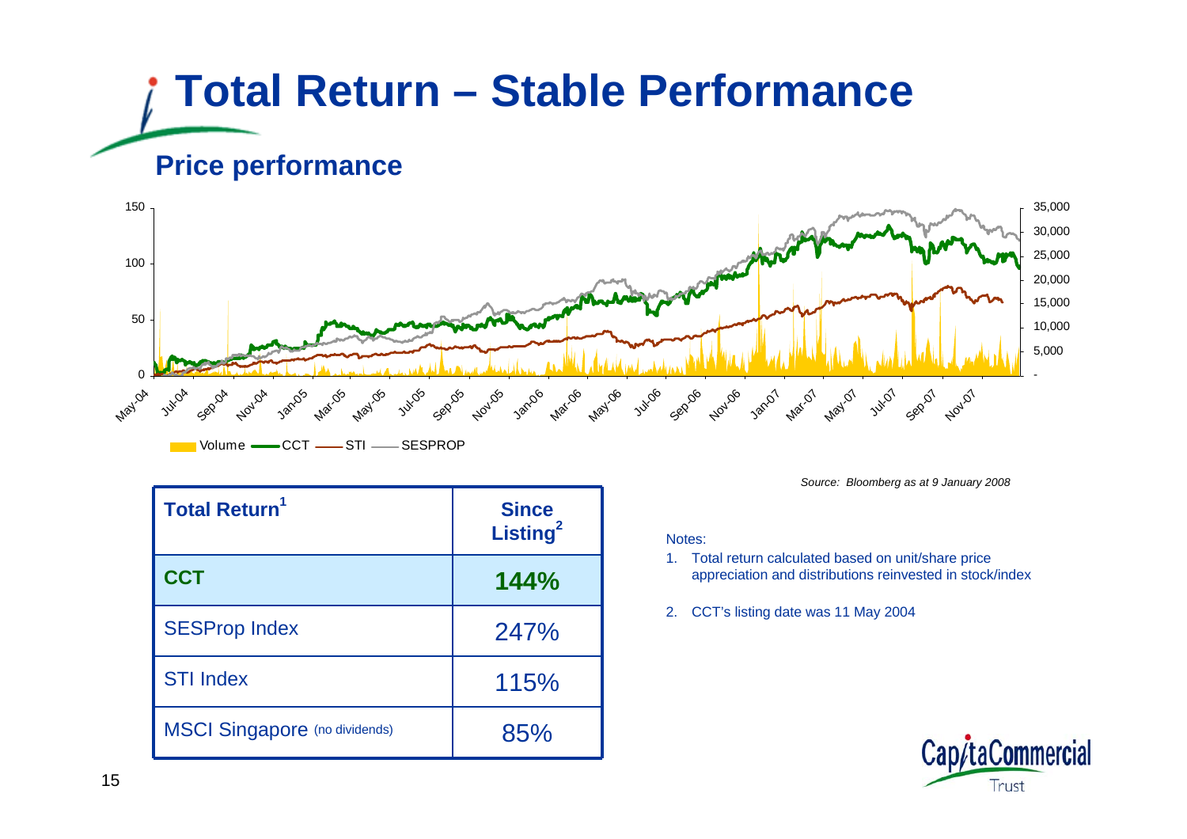# Total Return – Stable Performance

## Price performance

Volume — CCT — STI — SESPROP

*Source: Bloomberg as at 9 January 2008*

| Total Return[1] | Since Listing[2] |
|---|---|
| **CCT** | **144%** |
| SESProp Index | 247% |
| STI Index | 115% |
| MSCI Singapore (no dividends) | 85% |

Notes:

1. Total return calculated based on unit/share price appreciation and distributions reinvested in stock/index
2. CCT's listing date was 11 May 2004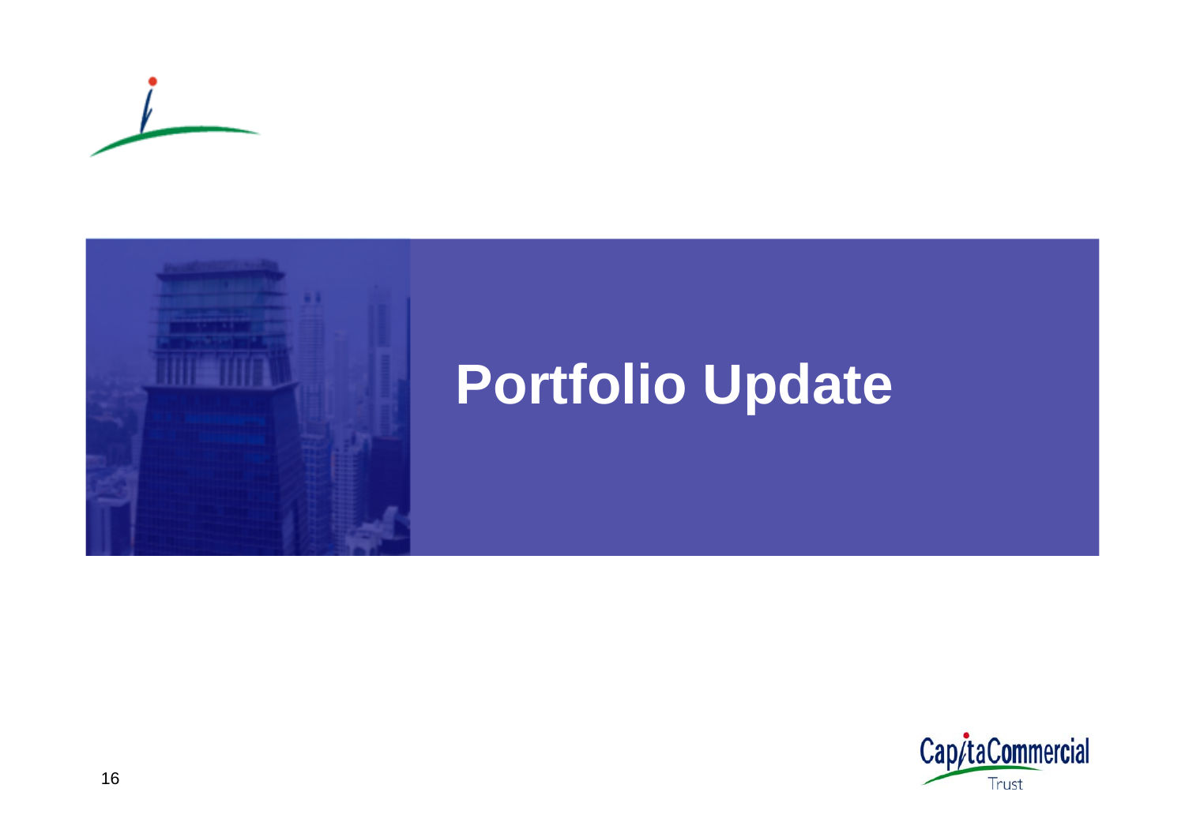# Portfolio Update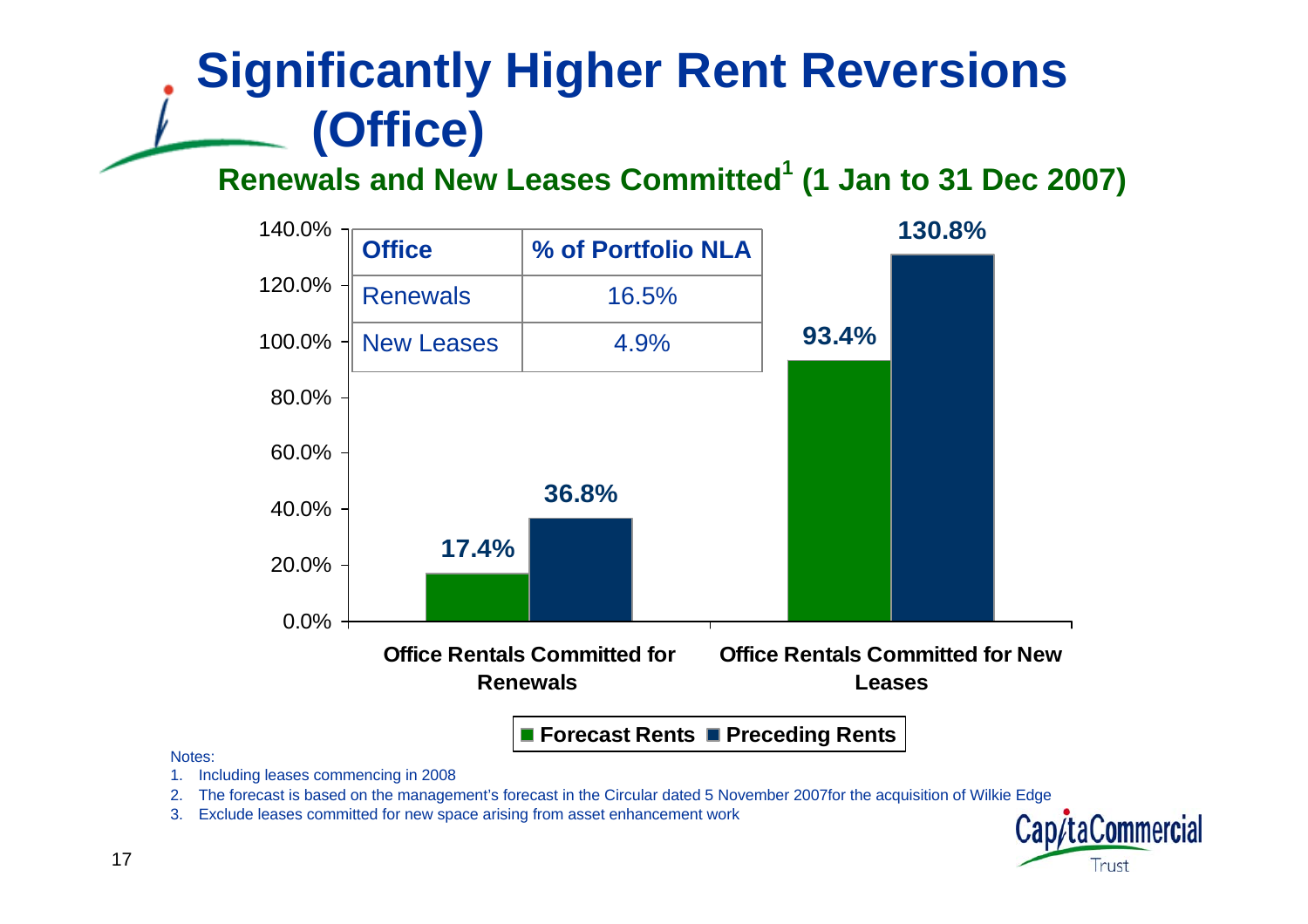# Significantly Higher Rent Reversions (Office)

## Renewals and New Leases Committed[1] (1 Jan to 31 Dec 2007)

| Office | % of Portfolio NLA |
|---|---|
| Renewals | 16.5% |
| New Leases | 4.9% |

| | Forecast Rents | Preceding Rents |
|---|---|---|
| Office Rentals Committed for Renewals | 17.4% | 36.8% |
| Office Rentals Committed for New Leases | 93.4% | 130.8% |

Notes:

1. Including leases commencing in 2008
2. The forecast is based on the management's forecast in the Circular dated 5 November 2007for the acquisition of Wilkie Edge
3. Exclude leases committed for new space arising from asset enhancement work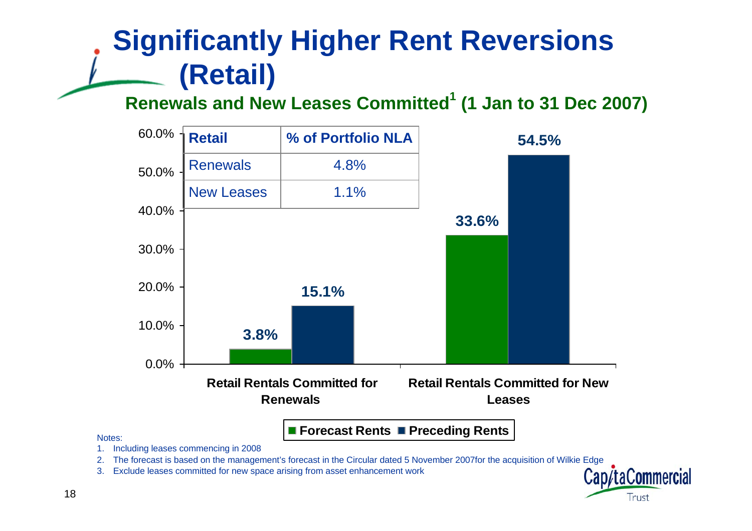# Significantly Higher Rent Reversions (Retail)

## Renewals and New Leases Committed[1] (1 Jan to 31 Dec 2007)

| Retail | % of Portfolio NLA |
|---|---|
| Renewals | 4.8% |
| New Leases | 1.1% |

| | Forecast Rents | Preceding Rents |
|---|---|---|
| Retail Rentals Committed for Renewals | 3.8% | 15.1% |
| Retail Rentals Committed for New Leases | 33.6% | 54.5% |

Notes:

1. Including leases commencing in 2008
2. The forecast is based on the management's forecast in the Circular dated 5 November 2007for the acquisition of Wilkie Edge
3. Exclude leases committed for new space arising from asset enhancement work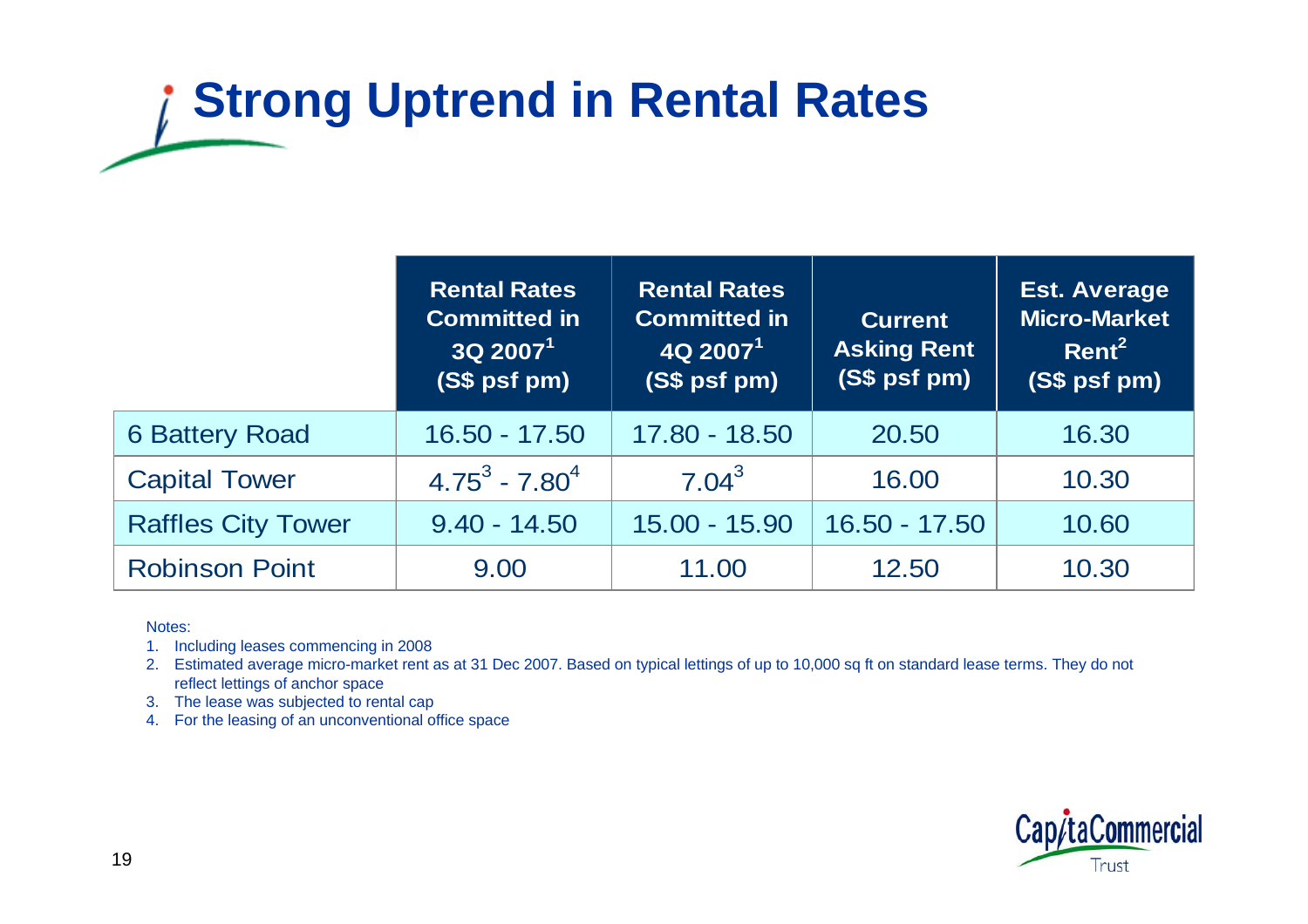# Strong Uptrend in Rental Rates

| | Rental Rates Committed in 3Q 2007[1] (S$ psf pm) | Rental Rates Committed in 4Q 2007[1] (S$ psf pm) | Current Asking Rent (S$ psf pm) | Est. Average Micro-Market Rent[2] (S$ psf pm) |
|---|---|---|---|---|
| 6 Battery Road | 16.50 - 17.50 | 17.80 - 18.50 | 20.50 | 16.30 |
| Capital Tower | 4.75[3] - 7.80[4] | 7.04[3] | 16.00 | 10.30 |
| Raffles City Tower | 9.40 - 14.50 | 15.00 - 15.90 | 16.50 - 17.50 | 10.60 |
| Robinson Point | 9.00 | 11.00 | 12.50 | 10.30 |

Notes:

1. Including leases commencing in 2008
2. Estimated average micro-market rent as at 31 Dec 2007. Based on typical lettings of up to 10,000 sq ft on standard lease terms. They do not reflect lettings of anchor space
3. The lease was subjected to rental cap
4. For the leasing of an unconventional office space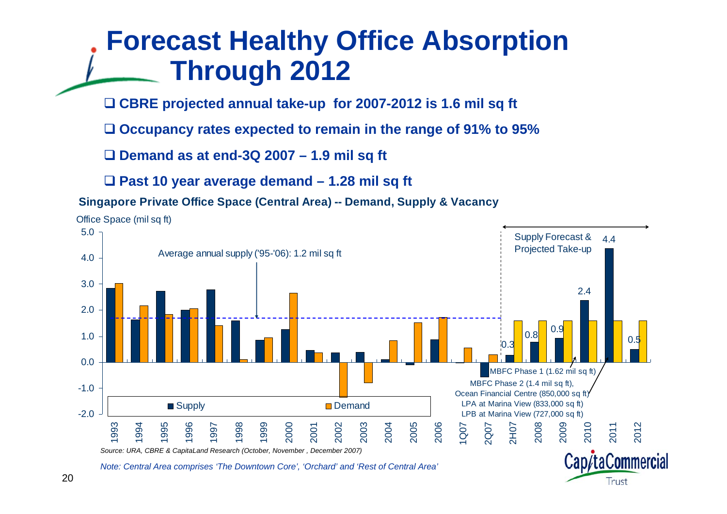# Forecast Healthy Office Absorption Through 2012

- CBRE projected annual take-up for 2007-2012 is 1.6 mil sq ft
- Occupancy rates expected to remain in the range of 91% to 95%
- Demand as at end-3Q 2007 – 1.9 mil sq ft
- Past 10 year average demand – 1.28 mil sq ft

**Singapore Private Office Space (Central Area) -- Demand, Supply & Vacancy**

Office Space (mil sq ft)

Average annual supply ('95-'06): 1.2 mil sq ft

Supply Forecast & Projected Take-up

| Period | Supply | Demand |
|---|---|---|
| 2H07 | 0.3 | |
| 2008 | 0.8 | |
| 2009 | 0.9 | |
| 2010 | 2.4 | |
| 2011 | 4.4 | |
| 2012 | 0.5 | |

MBFC Phase 1 (1.62 mil sq ft)

MBFC Phase 2 (1.4 mil sq ft), Ocean Financial Centre (850,000 sq ft) LPA at Marina View (833,000 sq ft) LPB at Marina View (727,000 sq ft)

*Source: URA, CBRE & CapitaLand Research (October, November , December 2007)*

*Note: Central Area comprises 'The Downtown Core', 'Orchard' and 'Rest of Central Area'*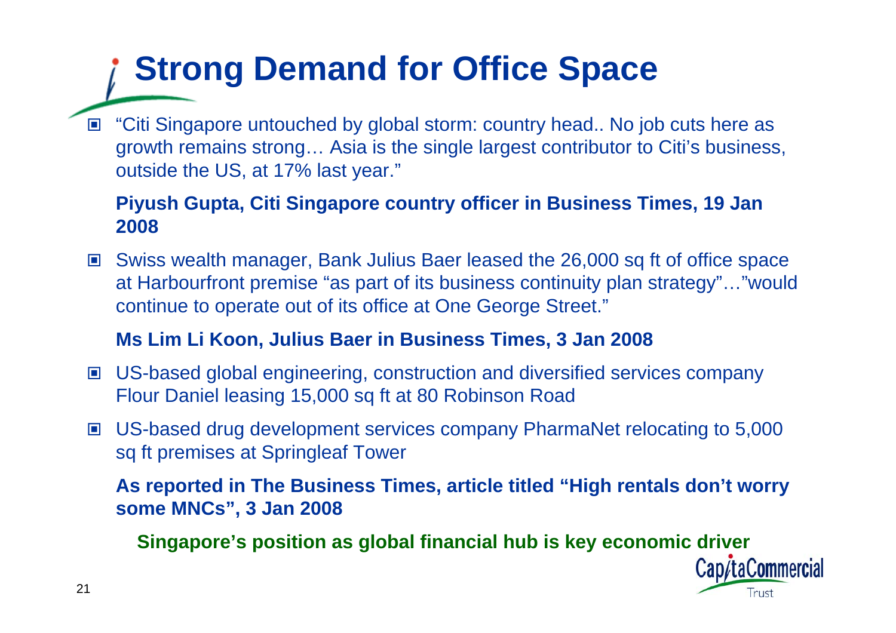# Strong Demand for Office Space

- "Citi Singapore untouched by global storm: country head.. No job cuts here as growth remains strong… Asia is the single largest contributor to Citi's business, outside the US, at 17% last year."

  **Piyush Gupta, Citi Singapore country officer in Business Times, 19 Jan 2008**

- Swiss wealth manager, Bank Julius Baer leased the 26,000 sq ft of office space at Harbourfront premise "as part of its business continuity plan strategy"…"would continue to operate out of its office at One George Street."

  **Ms Lim Li Koon, Julius Baer in Business Times, 3 Jan 2008**

- US-based global engineering, construction and diversified services company Flour Daniel leasing 15,000 sq ft at 80 Robinson Road

- US-based drug development services company PharmaNet relocating to 5,000 sq ft premises at Springleaf Tower

  **As reported in The Business Times, article titled "High rentals don't worry some MNCs", 3 Jan 2008**

**Singapore's position as global financial hub is key economic driver**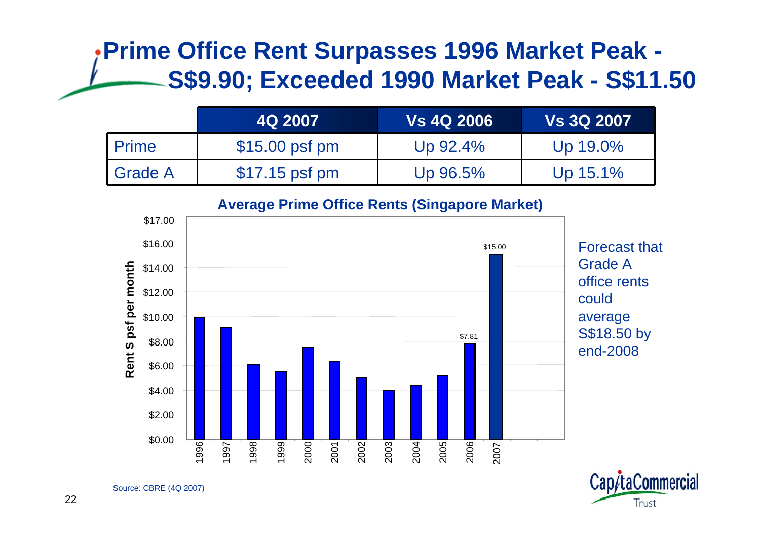# Prime Office Rent Surpasses 1996 Market Peak - S$9.90; Exceeded 1990 Market Peak - S$11.50

| | 4Q 2007 | Vs 4Q 2006 | Vs 3Q 2007 |
|---|---|---|---|
| Prime | $15.00 psf pm | Up 92.4% | Up 19.0% |
| Grade A | $17.15 psf pm | Up 96.5% | Up 15.1% |

**Average Prime Office Rents (Singapore Market)**

Forecast that Grade A office rents could average S$18.50 by end-2008

Source: CBRE (4Q 2007)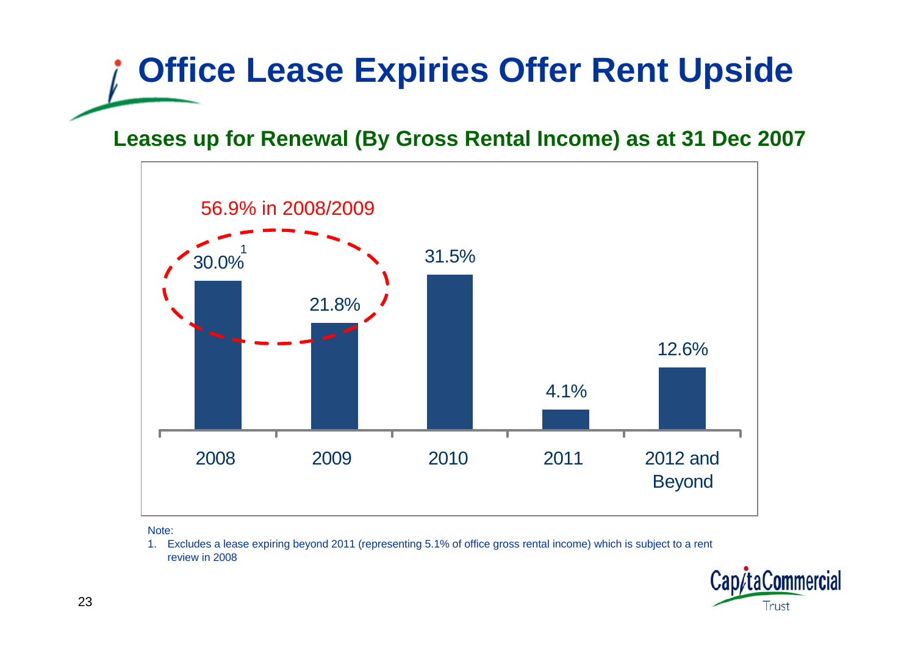# Office Lease Expiries Offer Rent Upside

## Leases up for Renewal (By Gross Rental Income) as at 31 Dec 2007

56.9% in 2008/2009

| 2008 | 2009 | 2010 | 2011 | 2012 and Beyond |
|---|---|---|---|---|
| 30.0%[1] | 21.8% | 31.5% | 4.1% | 12.6% |

Note:

1. Excludes a lease expiring beyond 2011 (representing 5.1% of office gross rental income) which is subject to a rent review in 2008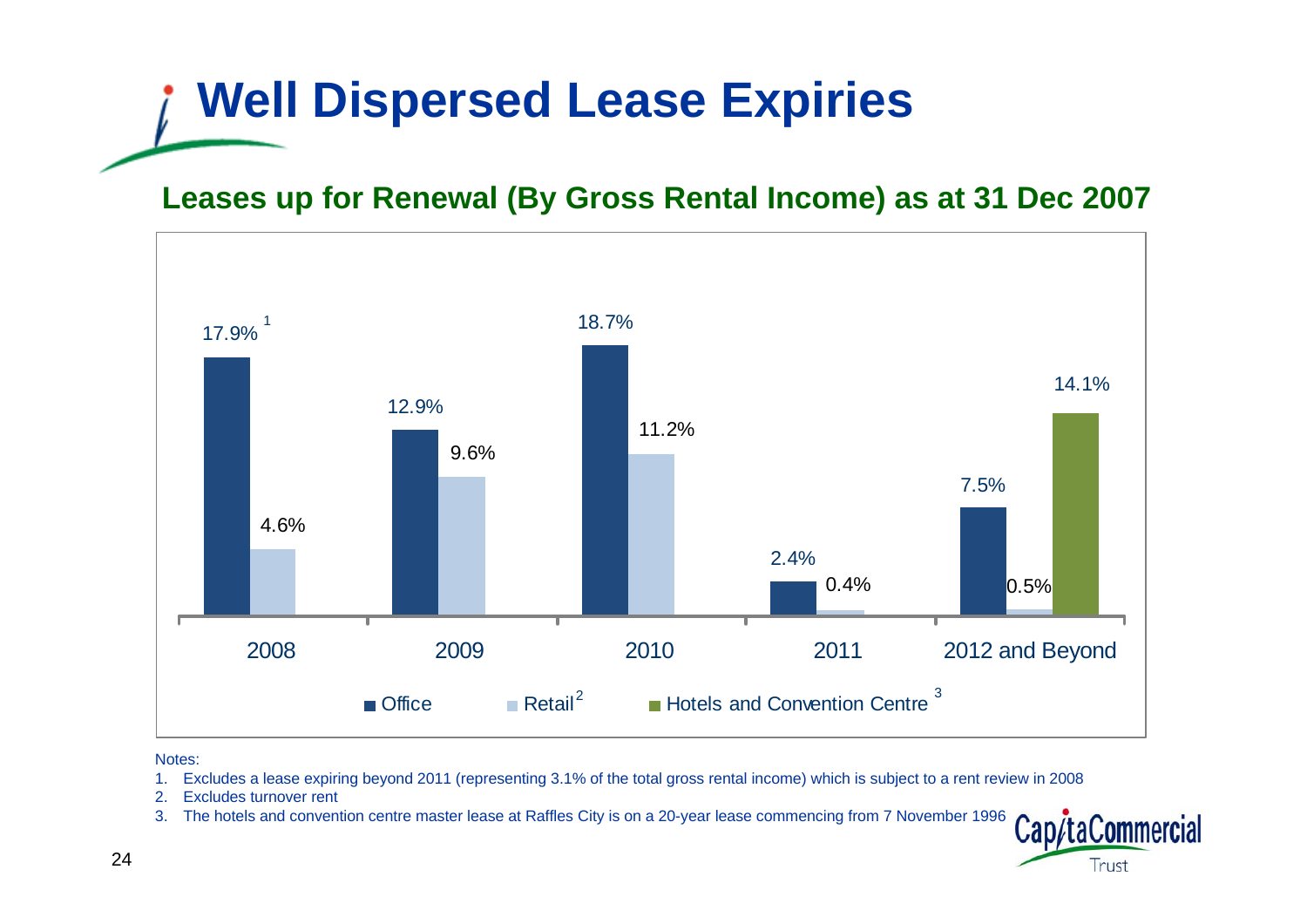# Well Dispersed Lease Expiries

## Leases up for Renewal (By Gross Rental Income) as at 31 Dec 2007

| | 2008 | 2009 | 2010 | 2011 | 2012 and Beyond |
|---|---|---|---|---|---|
| Office | 17.9% [1] | 12.9% | 18.7% | 2.4% | 7.5% |
| Retail [2] | 4.6% | 9.6% | 11.2% | 0.4% | 0.5% |
| Hotels and Convention Centre [3] | | | | | 14.1% |

Notes:

1. Excludes a lease expiring beyond 2011 (representing 3.1% of the total gross rental income) which is subject to a rent review in 2008
2. Excludes turnover rent
3. The hotels and convention centre master lease at Raffles City is on a 20-year lease commencing from 7 November 1996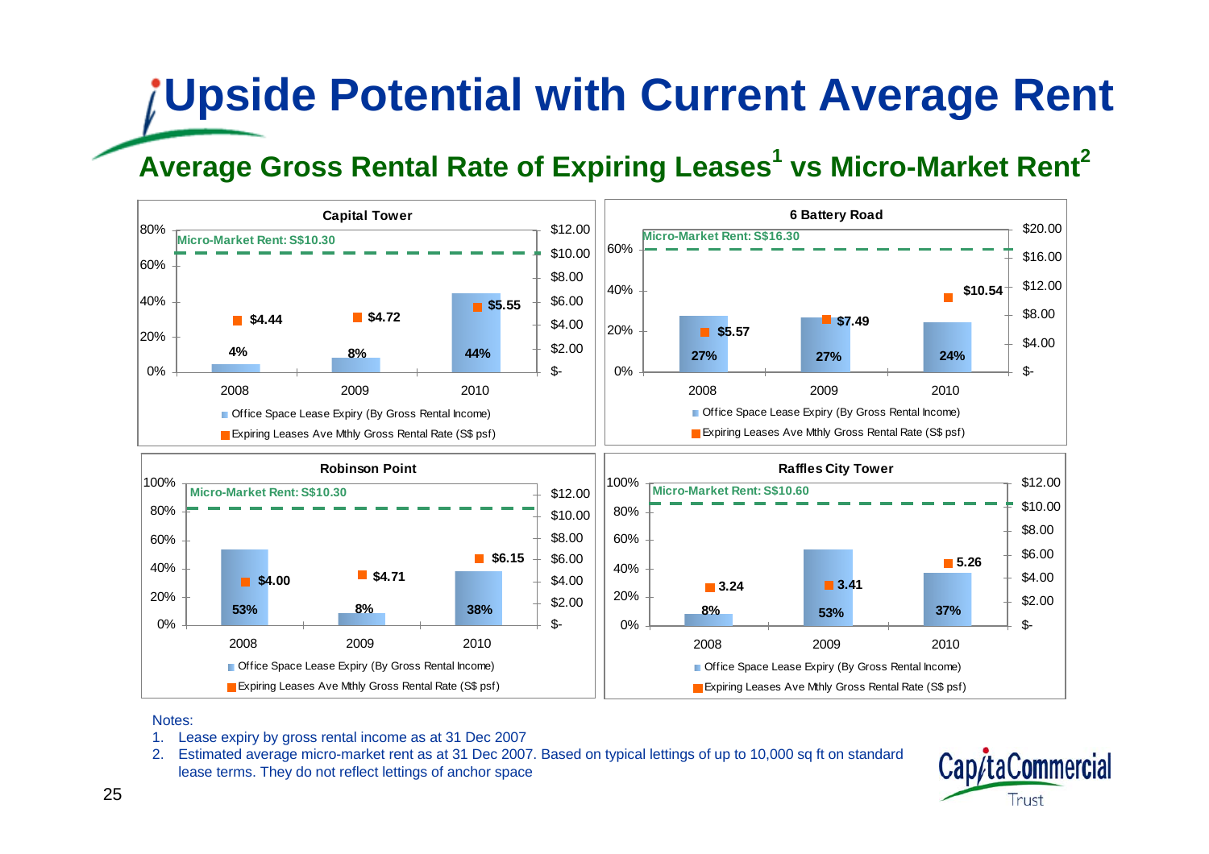# Upside Potential with Current Average Rent

## Average Gross Rental Rate of Expiring Leases[1] vs Micro-Market Rent[2]

### Capital Tower

Micro-Market Rent: S$10.30

| | 2008 | 2009 | 2010 |
|---|---|---|---|
| Office Space Lease Expiry (By Gross Rental Income) | 4% | 8% | 44% |
| Expiring Leases Ave Mthly Gross Rental Rate (S$ psf) | $4.44 | $4.72 | $5.55 |

### 6 Battery Road

Micro-Market Rent: S$16.30

| | 2008 | 2009 | 2010 |
|---|---|---|---|
| Office Space Lease Expiry (By Gross Rental Income) | 27% | 27% | 24% |
| Expiring Leases Ave Mthly Gross Rental Rate (S$ psf) | $5.57 | $7.49 | $10.54 |

### Robinson Point

Micro-Market Rent: S$10.30

| | 2008 | 2009 | 2010 |
|---|---|---|---|
| Office Space Lease Expiry (By Gross Rental Income) | 53% | 8% | 38% |
| Expiring Leases Ave Mthly Gross Rental Rate (S$ psf) | $4.00 | $4.71 | $6.15 |

### Raffles City Tower

Micro-Market Rent: S$10.60

| | 2008 | 2009 | 2010 |
|---|---|---|---|
| Office Space Lease Expiry (By Gross Rental Income) | 8% | 53% | 37% |
| Expiring Leases Ave Mthly Gross Rental Rate (S$ psf) | 3.24 | 3.41 | 5.26 |

Notes:

1. Lease expiry by gross rental income as at 31 Dec 2007
2. Estimated average micro-market rent as at 31 Dec 2007. Based on typical lettings of up to 10,000 sq ft on standard lease terms. They do not reflect lettings of anchor space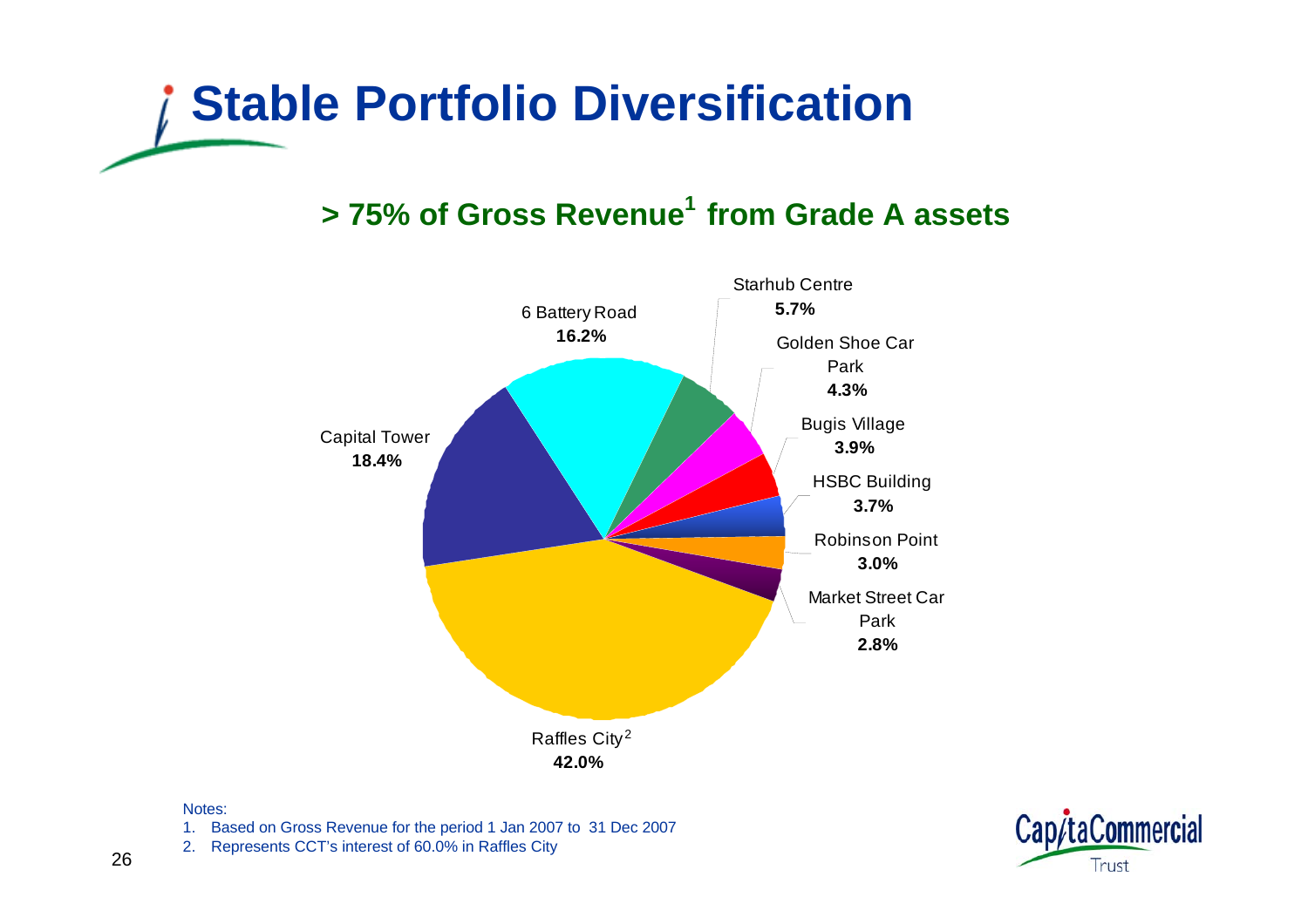# Stable Portfolio Diversification

## > 75% of Gross Revenue[1] from Grade A assets

| Property | Share of Gross Revenue |
|---|---|
| Raffles City[2] | 42.0% |
| Capital Tower | 18.4% |
| 6 Battery Road | 16.2% |
| Starhub Centre | 5.7% |
| Golden Shoe Car Park | 4.3% |
| Bugis Village | 3.9% |
| HSBC Building | 3.7% |
| Robinson Point | 3.0% |
| Market Street Car Park | 2.8% |

Notes:

1. Based on Gross Revenue for the period 1 Jan 2007 to 31 Dec 2007
2. Represents CCT's interest of 60.0% in Raffles City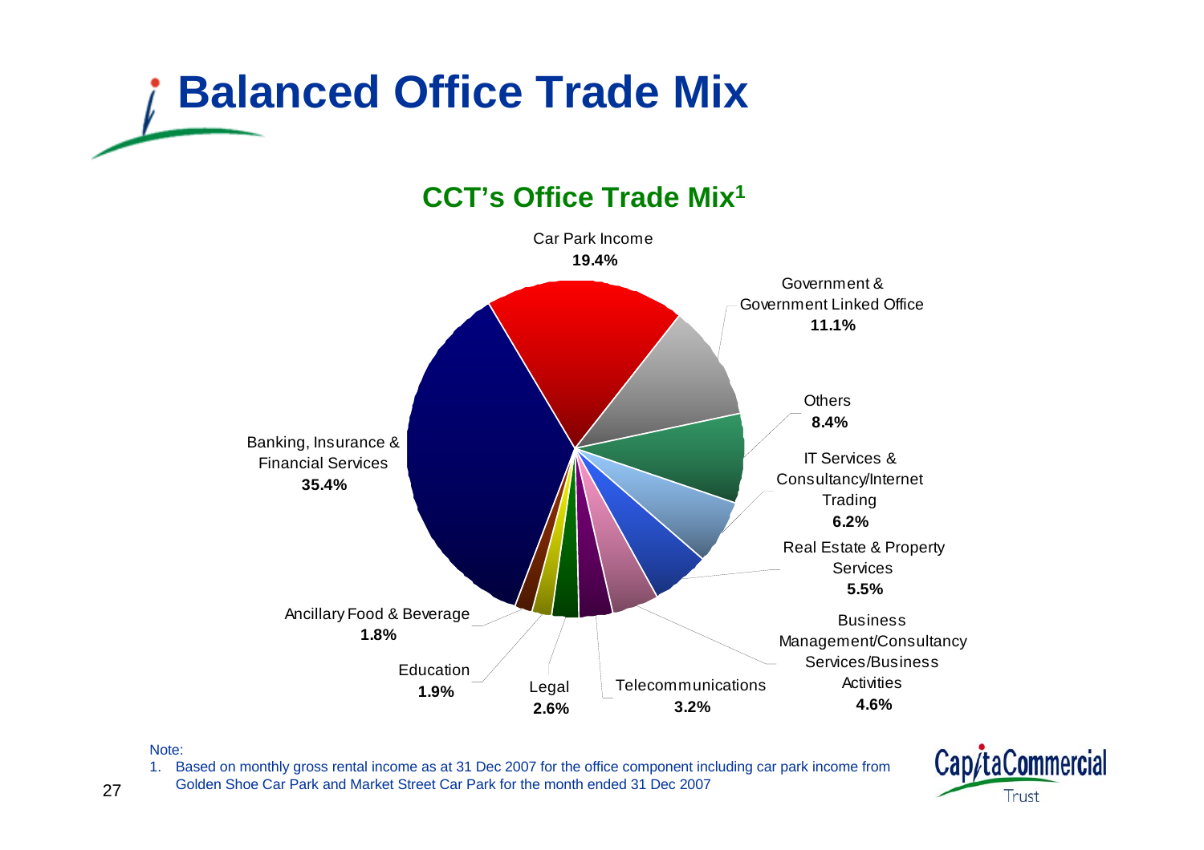# Balanced Office Trade Mix

## CCT's Office Trade Mix[1]

| Trade | % |
|---|---|
| Banking, Insurance & Financial Services | 35.4% |
| Car Park Income | 19.4% |
| Government & Government Linked Office | 11.1% |
| Others | 8.4% |
| IT Services & Consultancy/Internet Trading | 6.2% |
| Real Estate & Property Services | 5.5% |
| Business Management/Consultancy Services/Business Activities | 4.6% |
| Telecommunications | 3.2% |
| Legal | 2.6% |
| Education | 1.9% |
| Ancillary Food & Beverage | 1.8% |

Note:

1. Based on monthly gross rental income as at 31 Dec 2007 for the office component including car park income from Golden Shoe Car Park and Market Street Car Park for the month ended 31 Dec 2007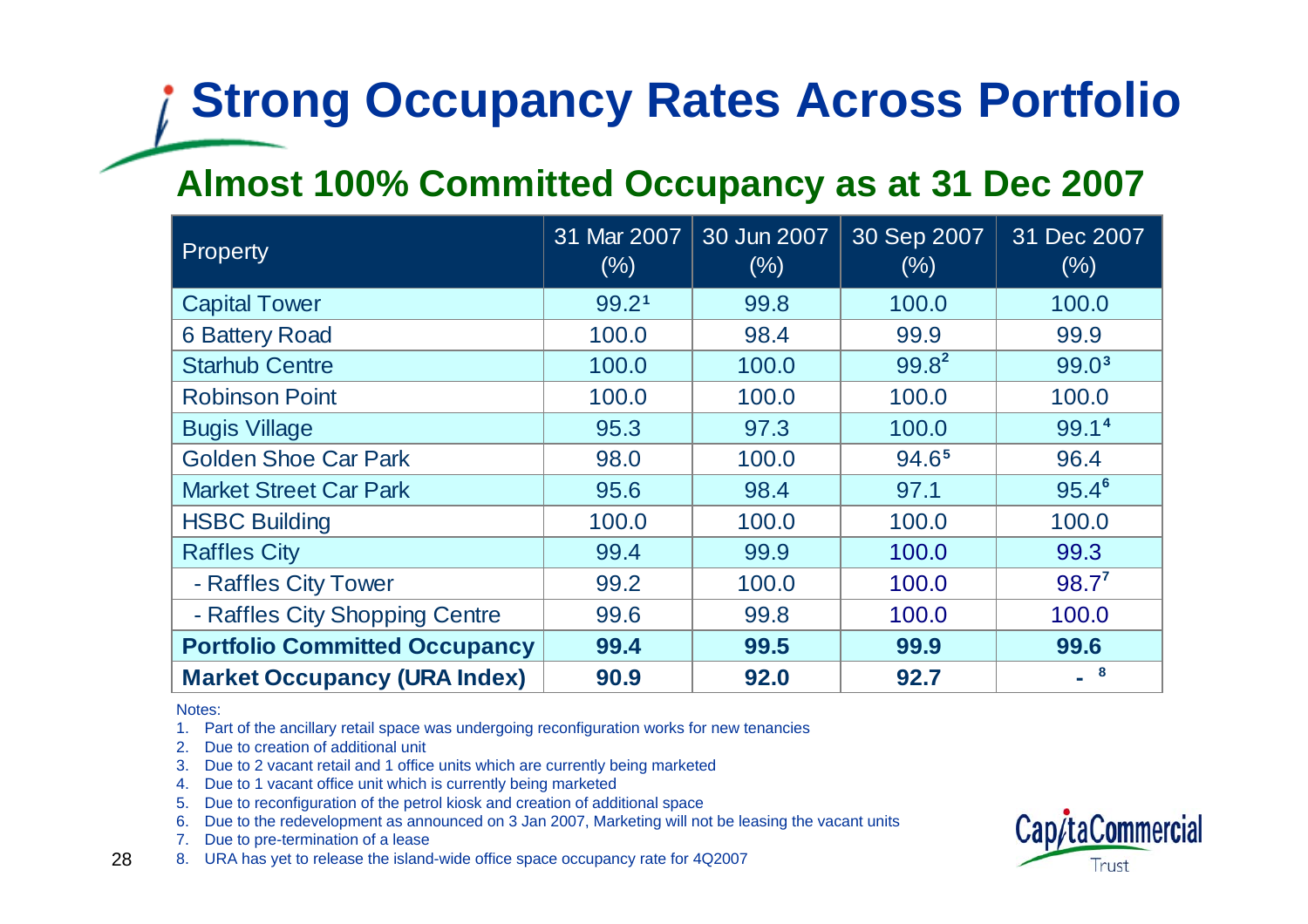# Strong Occupancy Rates Across Portfolio

## Almost 100% Committed Occupancy as at 31 Dec 2007

| Property | 31 Mar 2007 (%) | 30 Jun 2007 (%) | 30 Sep 2007 (%) | 31 Dec 2007 (%) |
|---|---|---|---|---|
| Capital Tower | 99.2[1] | 99.8 | 100.0 | 100.0 |
| 6 Battery Road | 100.0 | 98.4 | 99.9 | 99.9 |
| Starhub Centre | 100.0 | 100.0 | 99.8[2] | 99.0[3] |
| Robinson Point | 100.0 | 100.0 | 100.0 | 100.0 |
| Bugis Village | 95.3 | 97.3 | 100.0 | 99.1[4] |
| Golden Shoe Car Park | 98.0 | 100.0 | 94.6[5] | 96.4 |
| Market Street Car Park | 95.6 | 98.4 | 97.1 | 95.4[6] |
| HSBC Building | 100.0 | 100.0 | 100.0 | 100.0 |
| Raffles City | 99.4 | 99.9 | 100.0 | 99.3 |
| - Raffles City Tower | 99.2 | 100.0 | 100.0 | 98.7[7] |
| - Raffles City Shopping Centre | 99.6 | 99.8 | 100.0 | 100.0 |
| **Portfolio Committed Occupancy** | **99.4** | **99.5** | **99.9** | **99.6** |
| **Market Occupancy (URA Index)** | **90.9** | **92.0** | **92.7** | **-** [8] |

Notes:

1. Part of the ancillary retail space was undergoing reconfiguration works for new tenancies
2. Due to creation of additional unit
3. Due to 2 vacant retail and 1 office units which are currently being marketed
4. Due to 1 vacant office unit which is currently being marketed
5. Due to reconfiguration of the petrol kiosk and creation of additional space
6. Due to the redevelopment as announced on 3 Jan 2007, Marketing will not be leasing the vacant units
7. Due to pre-termination of a lease
8. URA has yet to release the island-wide office space occupancy rate for 4Q2007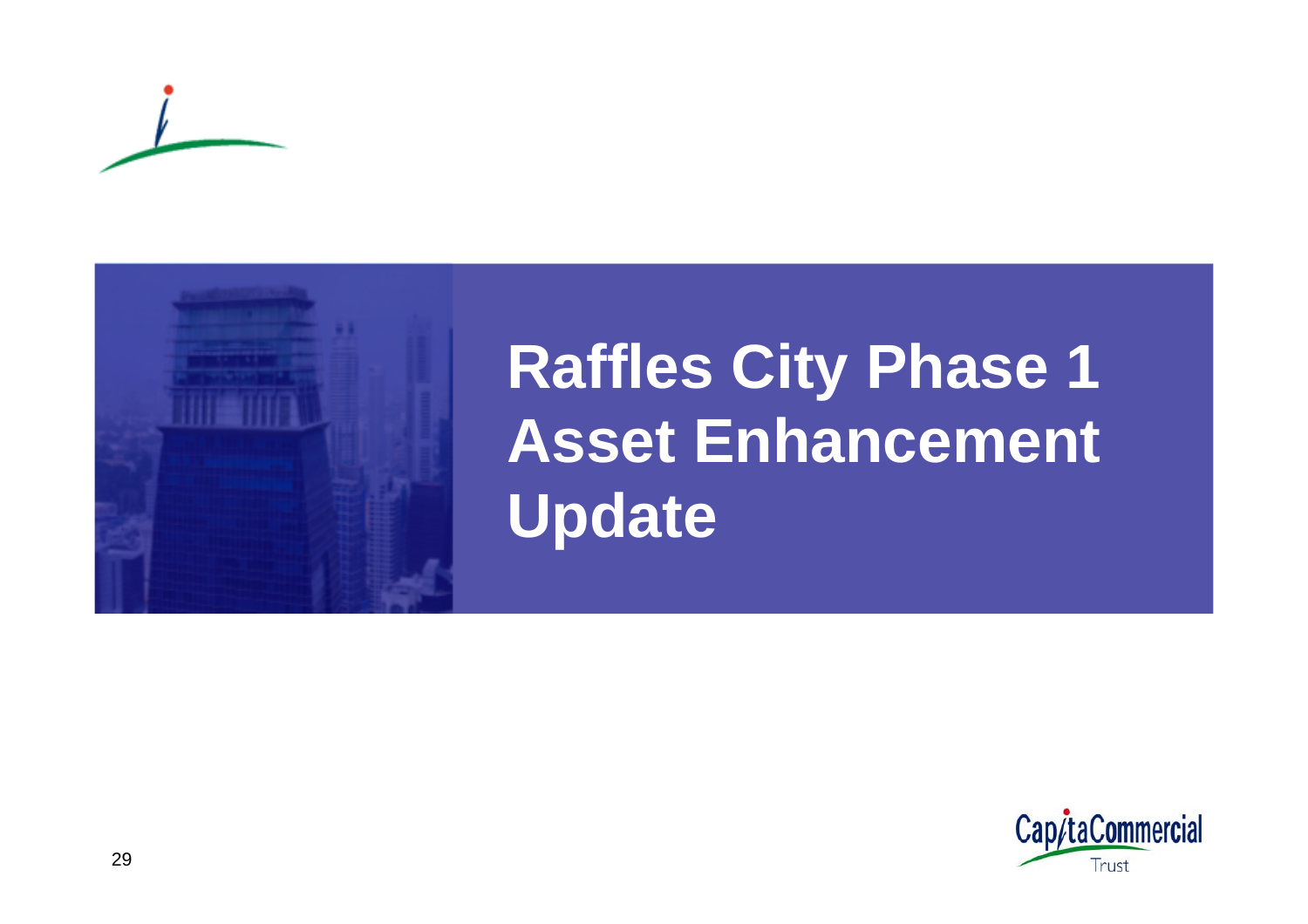# Raffles City Phase 1 Asset Enhancement Update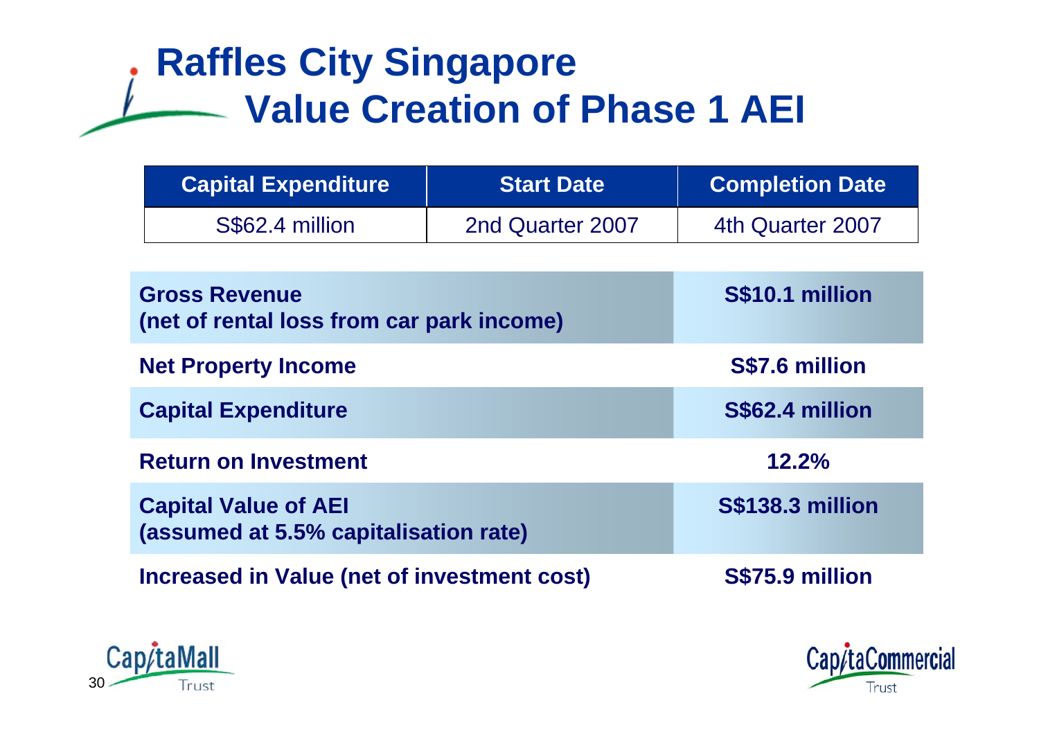# Raffles City Singapore
## Value Creation of Phase 1 AEI

| Capital Expenditure | Start Date | Completion Date |
|---|---|---|
| S$62.4 million | 2nd Quarter 2007 | 4th Quarter 2007 |

| | |
|---|---|
| **Gross Revenue (net of rental loss from car park income)** | **S$10.1 million** |
| **Net Property Income** | **S$7.6 million** |
| **Capital Expenditure** | **S$62.4 million** |
| **Return on Investment** | **12.2%** |
| **Capital Value of AEI (assumed at 5.5% capitalisation rate)** | **S$138.3 million** |
| **Increased in Value (net of investment cost)** | **S$75.9 million** |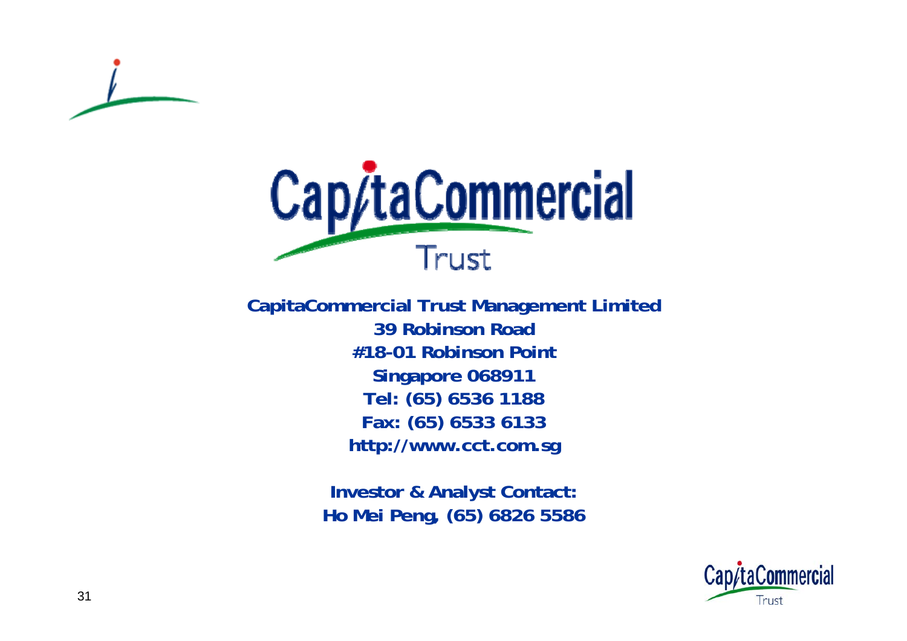**CapitaCommercial Trust Management Limited**
**39 Robinson Road**
**#18-01 Robinson Point**
**Singapore 068911**
**Tel: (65) 6536 1188**
**Fax: (65) 6533 6133**
**http://www.cct.com.sg**

**Investor & Analyst Contact:**
**Ho Mei Peng, (65) 6826 5586**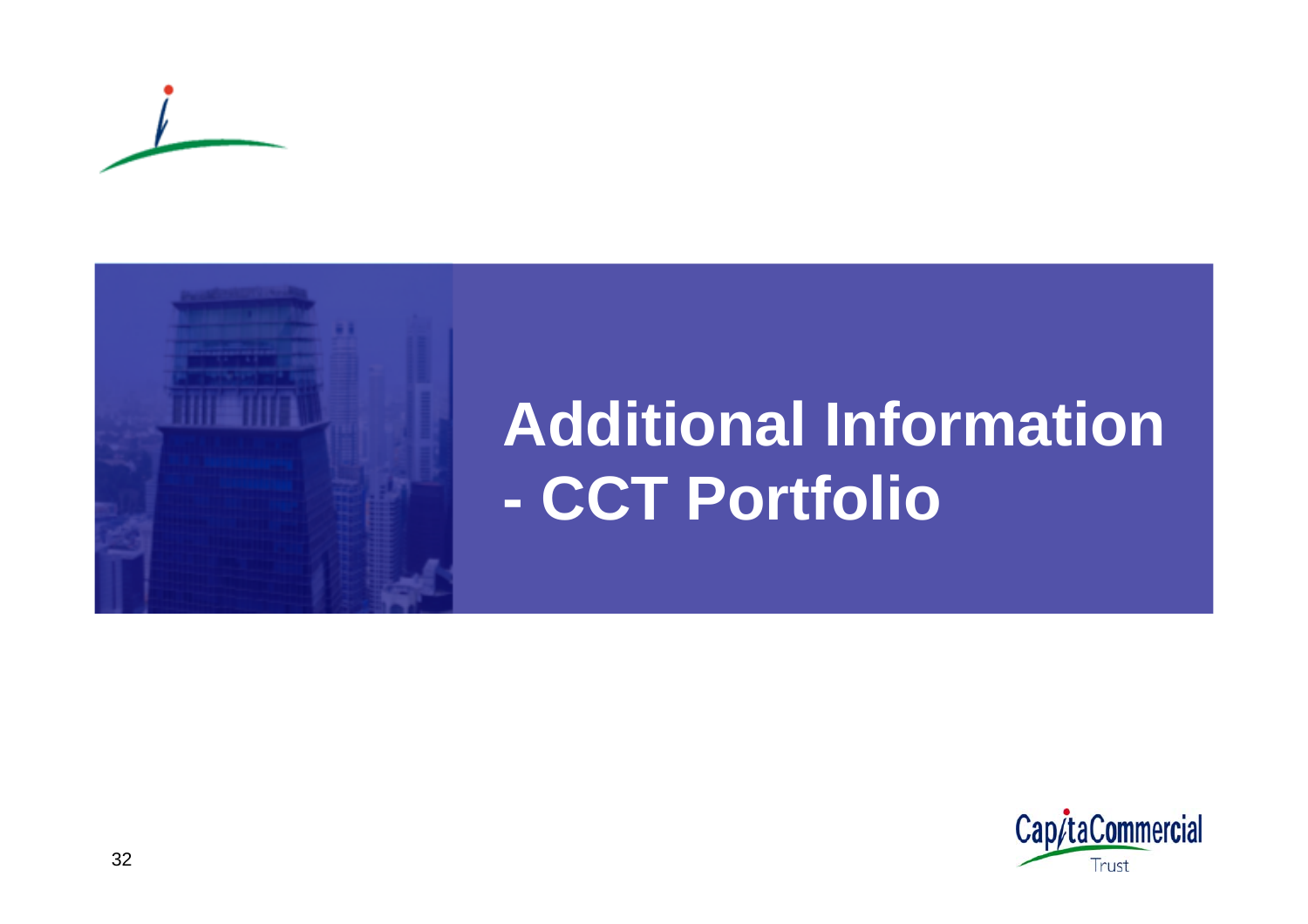# Additional Information - CCT Portfolio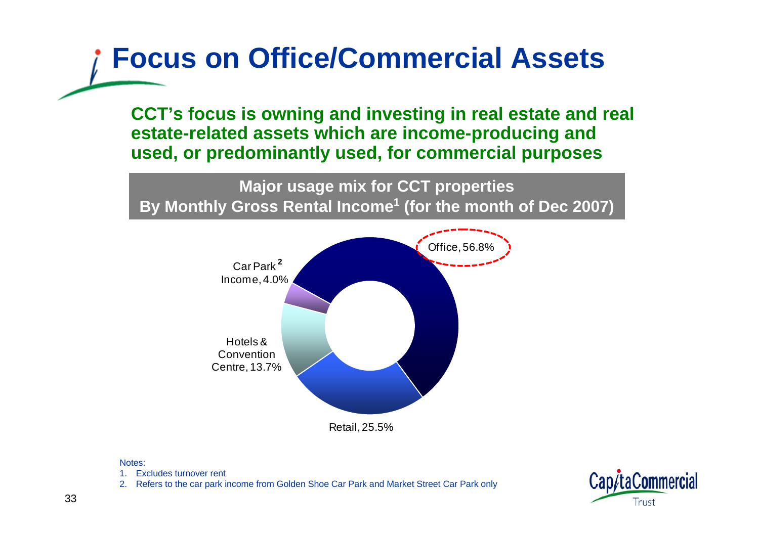# Focus on Office/Commercial Assets

**CCT's focus is owning and investing in real estate and real estate-related assets which are income-producing and used, or predominantly used, for commercial purposes**

**Major usage mix for CCT properties**
**By Monthly Gross Rental Income[1] (for the month of Dec 2007)**

| Usage | % |
| --- | --- |
| Office | 56.8% |
| Retail | 25.5% |
| Hotels & Convention Centre | 13.7% |
| Car Park[2] Income | 4.0% |

Notes:

1. Excludes turnover rent
2. Refers to the car park income from Golden Shoe Car Park and Market Street Car Park only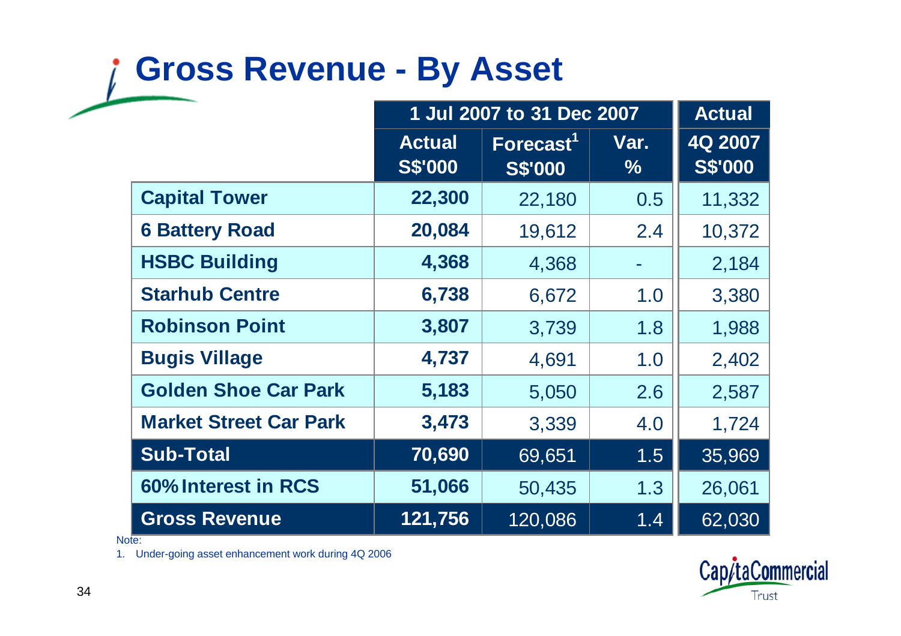# Gross Revenue - By Asset

| | 1 Jul 2007 to 31 Dec 2007 | | | Actual |
|---|---|---|---|---|
| | Actual S$'000 | Forecast[1] S$'000 | Var. % | 4Q 2007 S$'000 |
| **Capital Tower** | **22,300** | 22,180 | 0.5 | 11,332 |
| **6 Battery Road** | **20,084** | 19,612 | 2.4 | 10,372 |
| **HSBC Building** | **4,368** | 4,368 | - | 2,184 |
| **Starhub Centre** | **6,738** | 6,672 | 1.0 | 3,380 |
| **Robinson Point** | **3,807** | 3,739 | 1.8 | 1,988 |
| **Bugis Village** | **4,737** | 4,691 | 1.0 | 2,402 |
| **Golden Shoe Car Park** | **5,183** | 5,050 | 2.6 | 2,587 |
| **Market Street Car Park** | **3,473** | 3,339 | 4.0 | 1,724 |
| **Sub-Total** | **70,690** | 69,651 | 1.5 | 35,969 |
| **60% Interest in RCS** | **51,066** | 50,435 | 1.3 | 26,061 |
| **Gross Revenue** | **121,756** | 120,086 | 1.4 | 62,030 |

Note:

1. Under-going asset enhancement work during 4Q 2006

CapitaCommercial Trust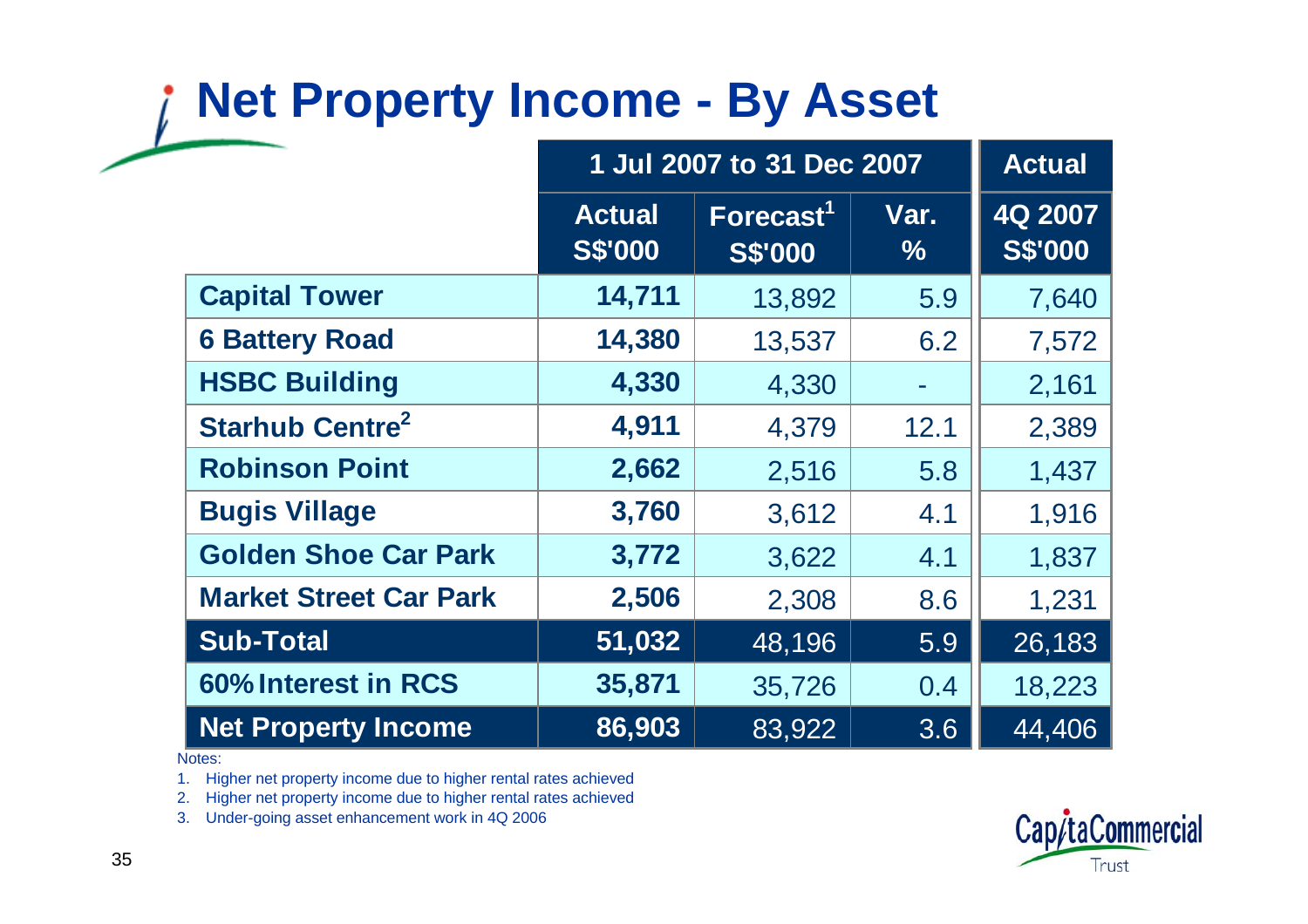# Net Property Income - By Asset

| | 1 Jul 2007 to 31 Dec 2007 | | | Actual |
|---|---|---|---|---|
| | Actual S$'000 | Forecast[1] S$'000 | Var. % | 4Q 2007 S$'000 |
| **Capital Tower** | **14,711** | 13,892 | 5.9 | 7,640 |
| **6 Battery Road** | **14,380** | 13,537 | 6.2 | 7,572 |
| **HSBC Building** | **4,330** | 4,330 | - | 2,161 |
| **Starhub Centre[2]** | **4,911** | 4,379 | 12.1 | 2,389 |
| **Robinson Point** | **2,662** | 2,516 | 5.8 | 1,437 |
| **Bugis Village** | **3,760** | 3,612 | 4.1 | 1,916 |
| **Golden Shoe Car Park** | **3,772** | 3,622 | 4.1 | 1,837 |
| **Market Street Car Park** | **2,506** | 2,308 | 8.6 | 1,231 |
| **Sub-Total** | **51,032** | 48,196 | 5.9 | 26,183 |
| **60% Interest in RCS** | **35,871** | 35,726 | 0.4 | 18,223 |
| **Net Property Income** | **86,903** | 83,922 | 3.6 | 44,406 |

Notes:

1. Higher net property income due to higher rental rates achieved
2. Higher net property income due to higher rental rates achieved
3. Under-going asset enhancement work in 4Q 2006

CapitaCommercial Trust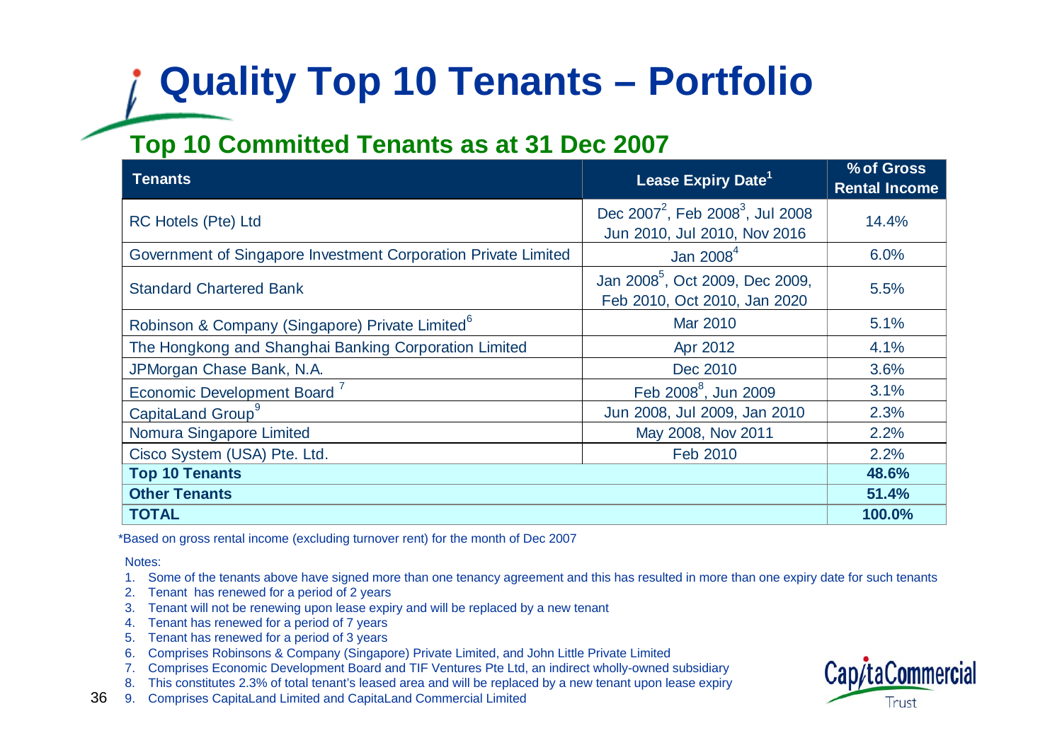# Quality Top 10 Tenants – Portfolio

## Top 10 Committed Tenants as at 31 Dec 2007

| Tenants | Lease Expiry Date[1] | % of Gross Rental Income |
|---|---|---|
| RC Hotels (Pte) Ltd | Dec 2007[2], Feb 2008[3], Jul 2008 Jun 2010, Jul 2010, Nov 2016 | 14.4% |
| Government of Singapore Investment Corporation Private Limited | Jan 2008[4] | 6.0% |
| Standard Chartered Bank | Jan 2008[5], Oct 2009, Dec 2009, Feb 2010, Oct 2010, Jan 2020 | 5.5% |
| Robinson & Company (Singapore) Private Limited[6] | Mar 2010 | 5.1% |
| The Hongkong and Shanghai Banking Corporation Limited | Apr 2012 | 4.1% |
| JPMorgan Chase Bank, N.A. | Dec 2010 | 3.6% |
| Economic Development Board [7] | Feb 2008[8], Jun 2009 | 3.1% |
| CapitaLand Group[9] | Jun 2008, Jul 2009, Jan 2010 | 2.3% |
| Nomura Singapore Limited | May 2008, Nov 2011 | 2.2% |
| Cisco System (USA) Pte. Ltd. | Feb 2010 | 2.2% |
| **Top 10 Tenants** | | **48.6%** |
| **Other Tenants** | | **51.4%** |
| **TOTAL** | | **100.0%** |

*Based on gross rental income (excluding turnover rent) for the month of Dec 2007

Notes:

1. Some of the tenants above have signed more than one tenancy agreement and this has resulted in more than one expiry date for such tenants
2. Tenant has renewed for a period of 2 years
3. Tenant will not be renewing upon lease expiry and will be replaced by a new tenant
4. Tenant has renewed for a period of 7 years
5. Tenant has renewed for a period of 3 years
6. Comprises Robinsons & Company (Singapore) Private Limited, and John Little Private Limited
7. Comprises Economic Development Board and TIF Ventures Pte Ltd, an indirect wholly-owned subsidiary
8. This constitutes 2.3% of total tenant's leased area and will be replaced by a new tenant upon lease expiry
9. Comprises CapitaLand Limited and CapitaLand Commercial Limited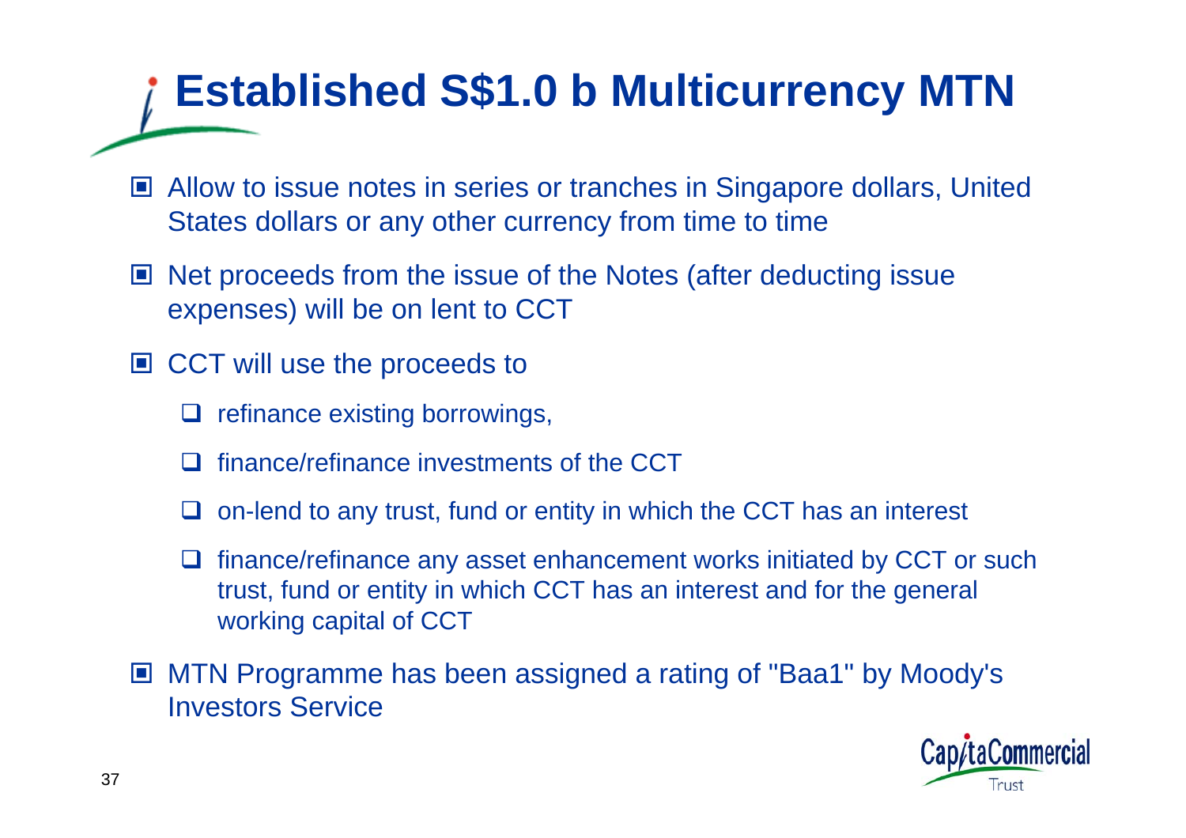# Established S$1.0 b Multicurrency MTN

- Allow to issue notes in series or tranches in Singapore dollars, United States dollars or any other currency from time to time
- Net proceeds from the issue of the Notes (after deducting issue expenses) will be on lent to CCT
- CCT will use the proceeds to
  - refinance existing borrowings,
  - finance/refinance investments of the CCT
  - on-lend to any trust, fund or entity in which the CCT has an interest
  - finance/refinance any asset enhancement works initiated by CCT or such trust, fund or entity in which CCT has an interest and for the general working capital of CCT
- MTN Programme has been assigned a rating of "Baa1" by Moody's Investors Service